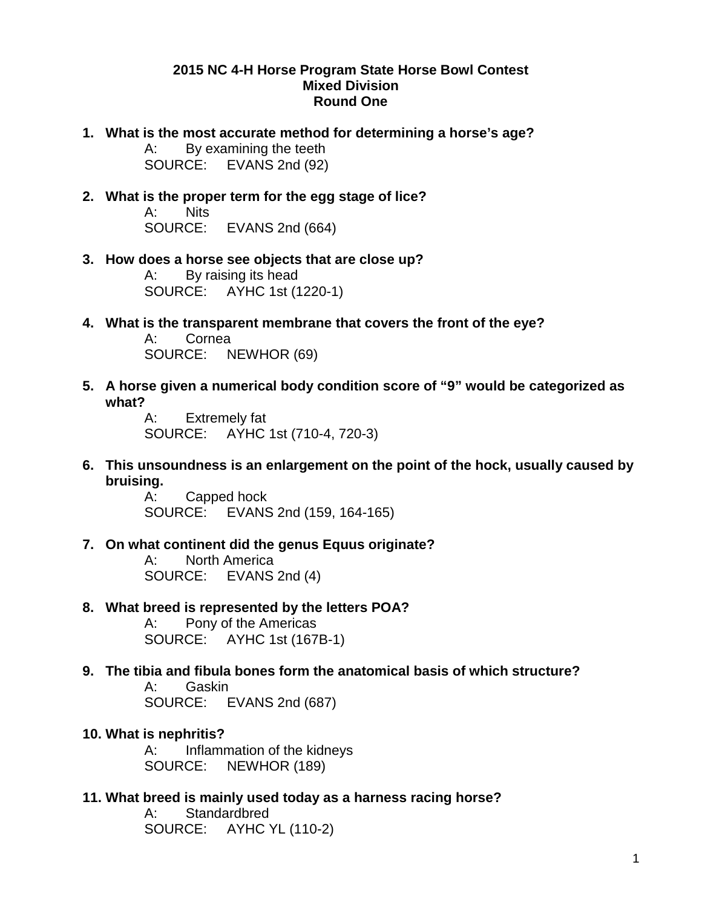# 2015 NC 4-H Horse Program State Horse Bowl Contest
## Mixed Division
## Round One

1. **What is the most accurate method for determining a horse's age?**
   A: By examining the teeth
   SOURCE: EVANS 2nd (92)

2. **What is the proper term for the egg stage of lice?**
   A: Nits
   SOURCE: EVANS 2nd (664)

3. **How does a horse see objects that are close up?**
   A: By raising its head
   SOURCE: AYHC 1st (1220-1)

4. **What is the transparent membrane that covers the front of the eye?**
   A: Cornea
   SOURCE: NEWHOR (69)

5. **A horse given a numerical body condition score of "9" would be categorized as what?**
   A: Extremely fat
   SOURCE: AYHC 1st (710-4, 720-3)

6. **This unsoundness is an enlargement on the point of the hock, usually caused by bruising.**
   A: Capped hock
   SOURCE: EVANS 2nd (159, 164-165)

7. **On what continent did the genus Equus originate?**
   A: North America
   SOURCE: EVANS 2nd (4)

8. **What breed is represented by the letters POA?**
   A: Pony of the Americas
   SOURCE: AYHC 1st (167B-1)

9. **The tibia and fibula bones form the anatomical basis of which structure?**
   A: Gaskin
   SOURCE: EVANS 2nd (687)

10. **What is nephritis?**
    A: Inflammation of the kidneys
    SOURCE: NEWHOR (189)

11. **What breed is mainly used today as a harness racing horse?**
    A: Standardbred
    SOURCE: AYHC YL (110-2)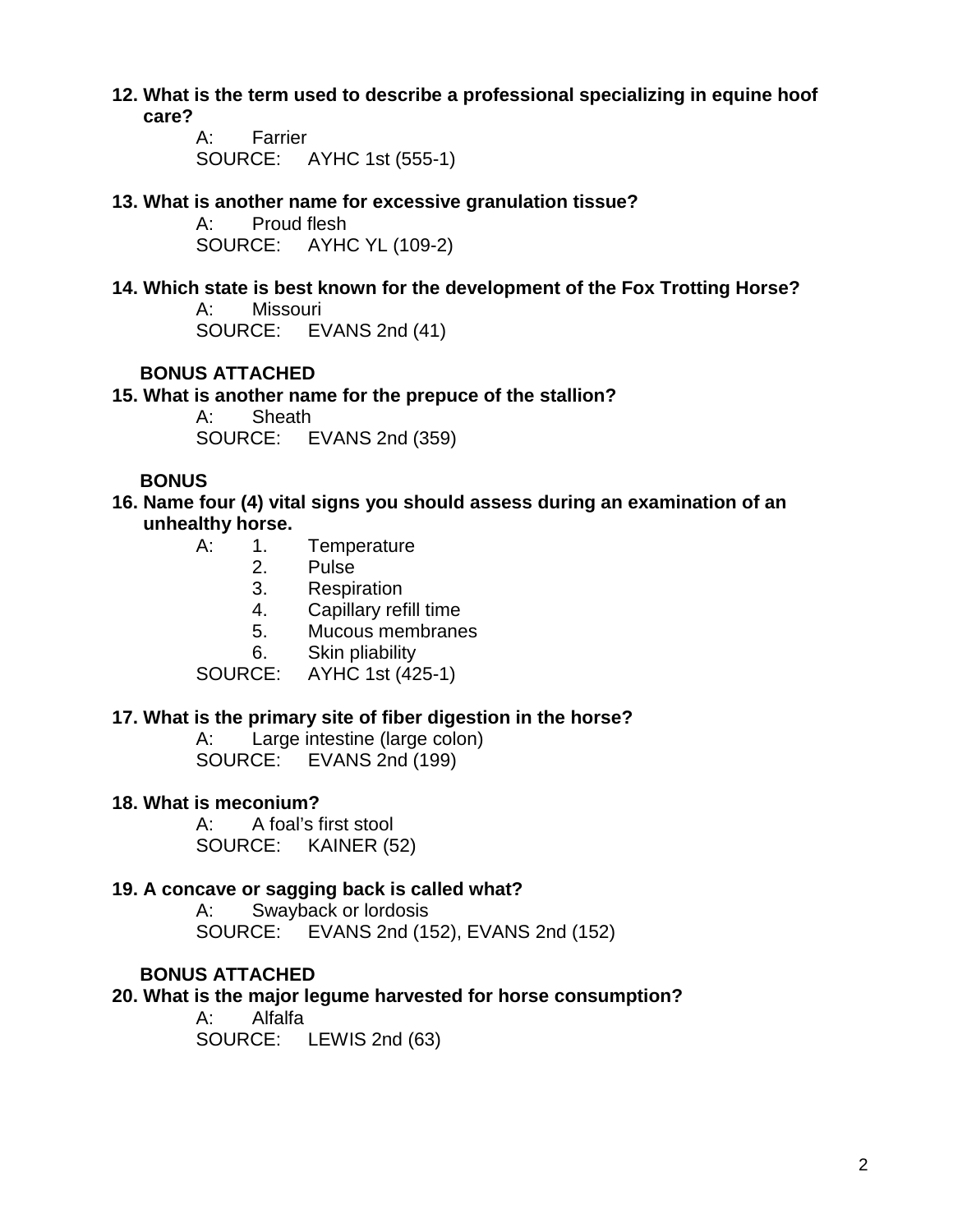**12. What is the term used to describe a professional specializing in equine hoof care?**

A: Farrier
SOURCE: AYHC 1st (555-1)

**13. What is another name for excessive granulation tissue?**

A: Proud flesh
SOURCE: AYHC YL (109-2)

**14. Which state is best known for the development of the Fox Trotting Horse?**

A: Missouri
SOURCE: EVANS 2nd (41)

**BONUS ATTACHED**

**15. What is another name for the prepuce of the stallion?**

A: Sheath
SOURCE: EVANS 2nd (359)

**BONUS**

**16. Name four (4) vital signs you should assess during an examination of an unhealthy horse.**

A:
1. Temperature
2. Pulse
3. Respiration
4. Capillary refill time
5. Mucous membranes
6. Skin pliability

SOURCE: AYHC 1st (425-1)

**17. What is the primary site of fiber digestion in the horse?**

A: Large intestine (large colon)
SOURCE: EVANS 2nd (199)

**18. What is meconium?**

A: A foal's first stool
SOURCE: KAINER (52)

**19. A concave or sagging back is called what?**

A: Swayback or lordosis
SOURCE: EVANS 2nd (152), EVANS 2nd (152)

**BONUS ATTACHED**

**20. What is the major legume harvested for horse consumption?**

A: Alfalfa
SOURCE: LEWIS 2nd (63)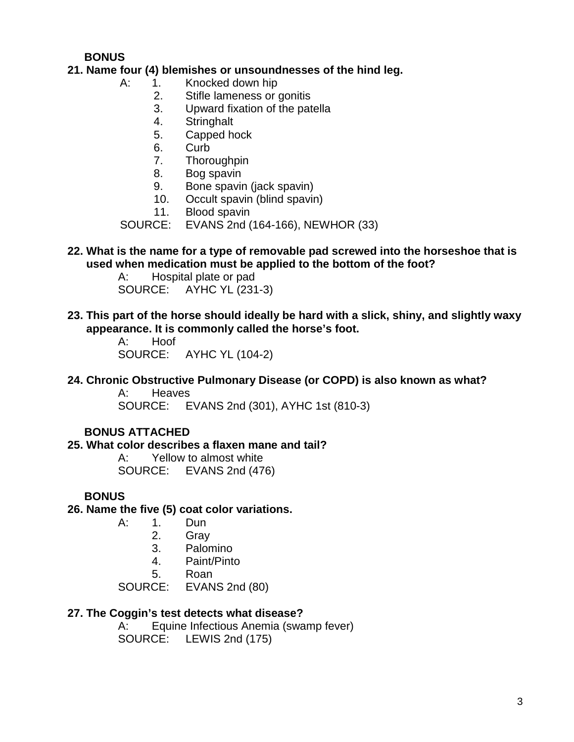**BONUS**

**21. Name four (4) blemishes or unsoundnesses of the hind leg.**

A:
1. Knocked down hip
2. Stifle lameness or gonitis
3. Upward fixation of the patella
4. Stringhalt
5. Capped hock
6. Curb
7. Thoroughpin
8. Bog spavin
9. Bone spavin (jack spavin)
10. Occult spavin (blind spavin)
11. Blood spavin

SOURCE: EVANS 2nd (164-166), NEWHOR (33)

**22. What is the name for a type of removable pad screwed into the horseshoe that is used when medication must be applied to the bottom of the foot?**

A: Hospital plate or pad
SOURCE: AYHC YL (231-3)

**23. This part of the horse should ideally be hard with a slick, shiny, and slightly waxy appearance. It is commonly called the horse's foot.**

A: Hoof
SOURCE: AYHC YL (104-2)

**24. Chronic Obstructive Pulmonary Disease (or COPD) is also known as what?**

A: Heaves
SOURCE: EVANS 2nd (301), AYHC 1st (810-3)

**BONUS ATTACHED**

**25. What color describes a flaxen mane and tail?**

A: Yellow to almost white
SOURCE: EVANS 2nd (476)

**BONUS**

**26. Name the five (5) coat color variations.**

A:
1. Dun
2. Gray
3. Palomino
4. Paint/Pinto
5. Roan

SOURCE: EVANS 2nd (80)

**27. The Coggin's test detects what disease?**

A: Equine Infectious Anemia (swamp fever)
SOURCE: LEWIS 2nd (175)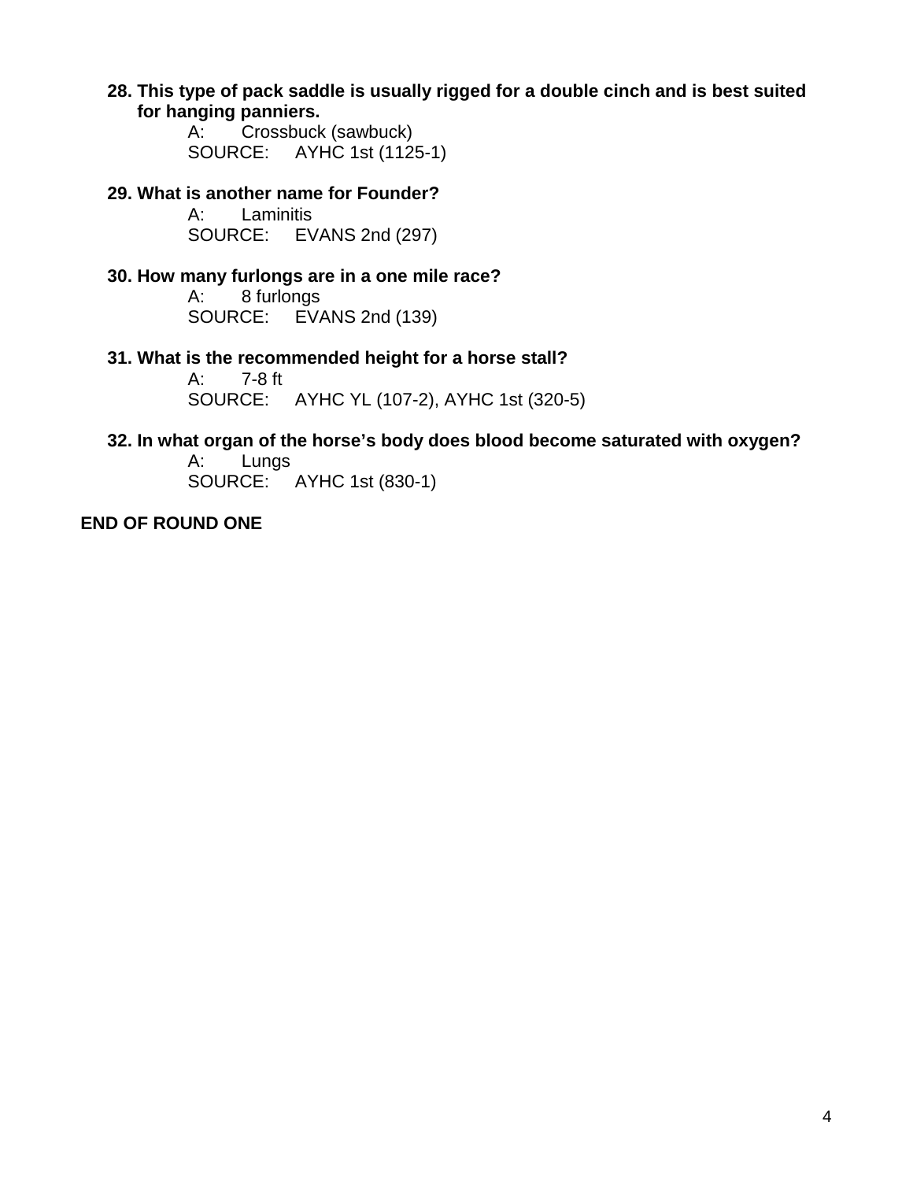**28. This type of pack saddle is usually rigged for a double cinch and is best suited for hanging panniers.**

A: Crossbuck (sawbuck)
SOURCE: AYHC 1st (1125-1)

**29. What is another name for Founder?**

A: Laminitis
SOURCE: EVANS 2nd (297)

**30. How many furlongs are in a one mile race?**

A: 8 furlongs
SOURCE: EVANS 2nd (139)

**31. What is the recommended height for a horse stall?**

A: 7-8 ft
SOURCE: AYHC YL (107-2), AYHC 1st (320-5)

**32. In what organ of the horse's body does blood become saturated with oxygen?**

A: Lungs
SOURCE: AYHC 1st (830-1)

**END OF ROUND ONE**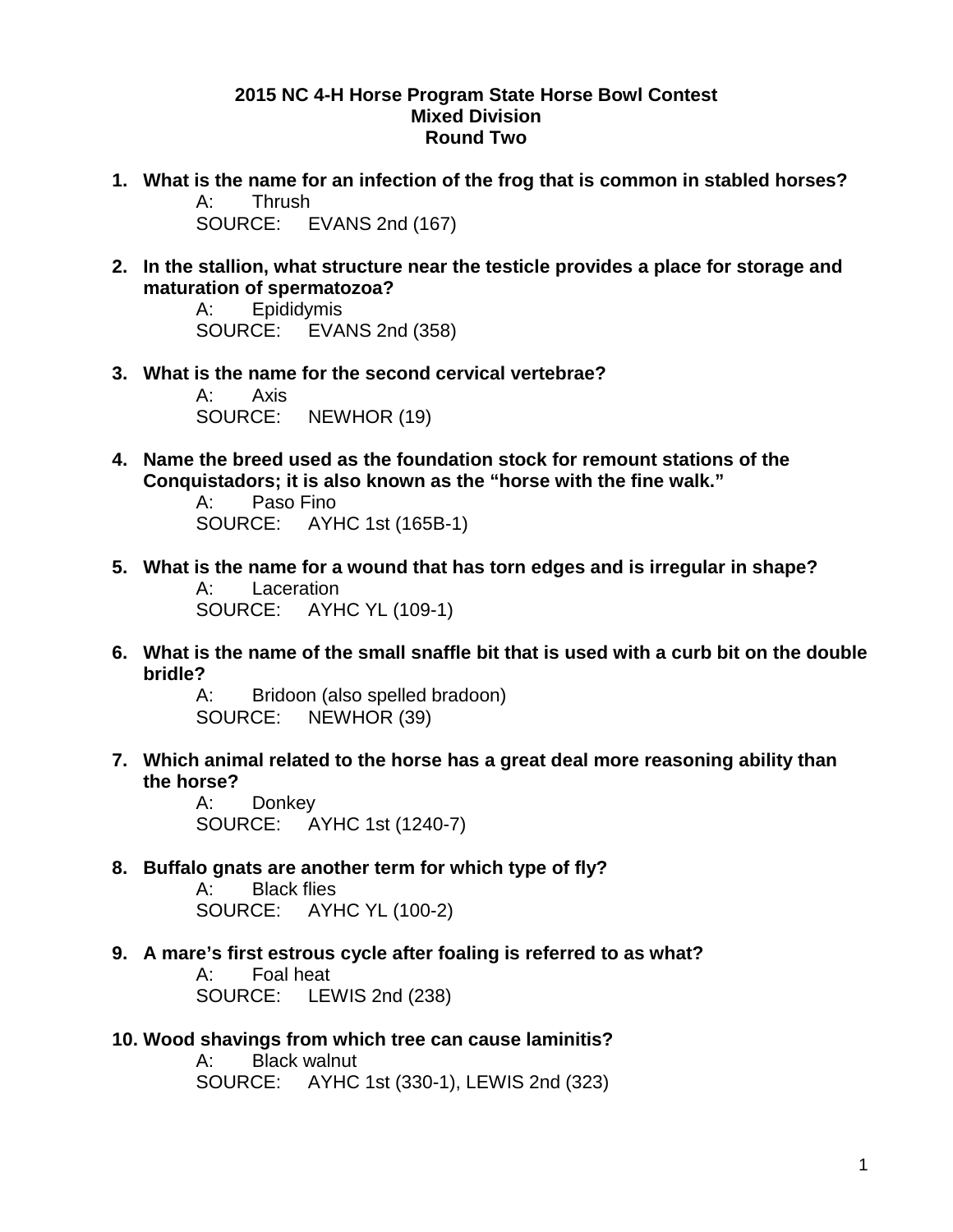**2015 NC 4-H Horse Program State Horse Bowl Contest**
**Mixed Division**
**Round Two**

1. **What is the name for an infection of the frog that is common in stabled horses?**
   A: Thrush
   SOURCE: EVANS 2nd (167)

2. **In the stallion, what structure near the testicle provides a place for storage and maturation of spermatozoa?**
   A: Epididymis
   SOURCE: EVANS 2nd (358)

3. **What is the name for the second cervical vertebrae?**
   A: Axis
   SOURCE: NEWHOR (19)

4. **Name the breed used as the foundation stock for remount stations of the Conquistadors; it is also known as the "horse with the fine walk."**
   A: Paso Fino
   SOURCE: AYHC 1st (165B-1)

5. **What is the name for a wound that has torn edges and is irregular in shape?**
   A: Laceration
   SOURCE: AYHC YL (109-1)

6. **What is the name of the small snaffle bit that is used with a curb bit on the double bridle?**
   A: Bridoon (also spelled bradoon)
   SOURCE: NEWHOR (39)

7. **Which animal related to the horse has a great deal more reasoning ability than the horse?**
   A: Donkey
   SOURCE: AYHC 1st (1240-7)

8. **Buffalo gnats are another term for which type of fly?**
   A: Black flies
   SOURCE: AYHC YL (100-2)

9. **A mare's first estrous cycle after foaling is referred to as what?**
   A: Foal heat
   SOURCE: LEWIS 2nd (238)

10. **Wood shavings from which tree can cause laminitis?**
    A: Black walnut
    SOURCE: AYHC 1st (330-1), LEWIS 2nd (323)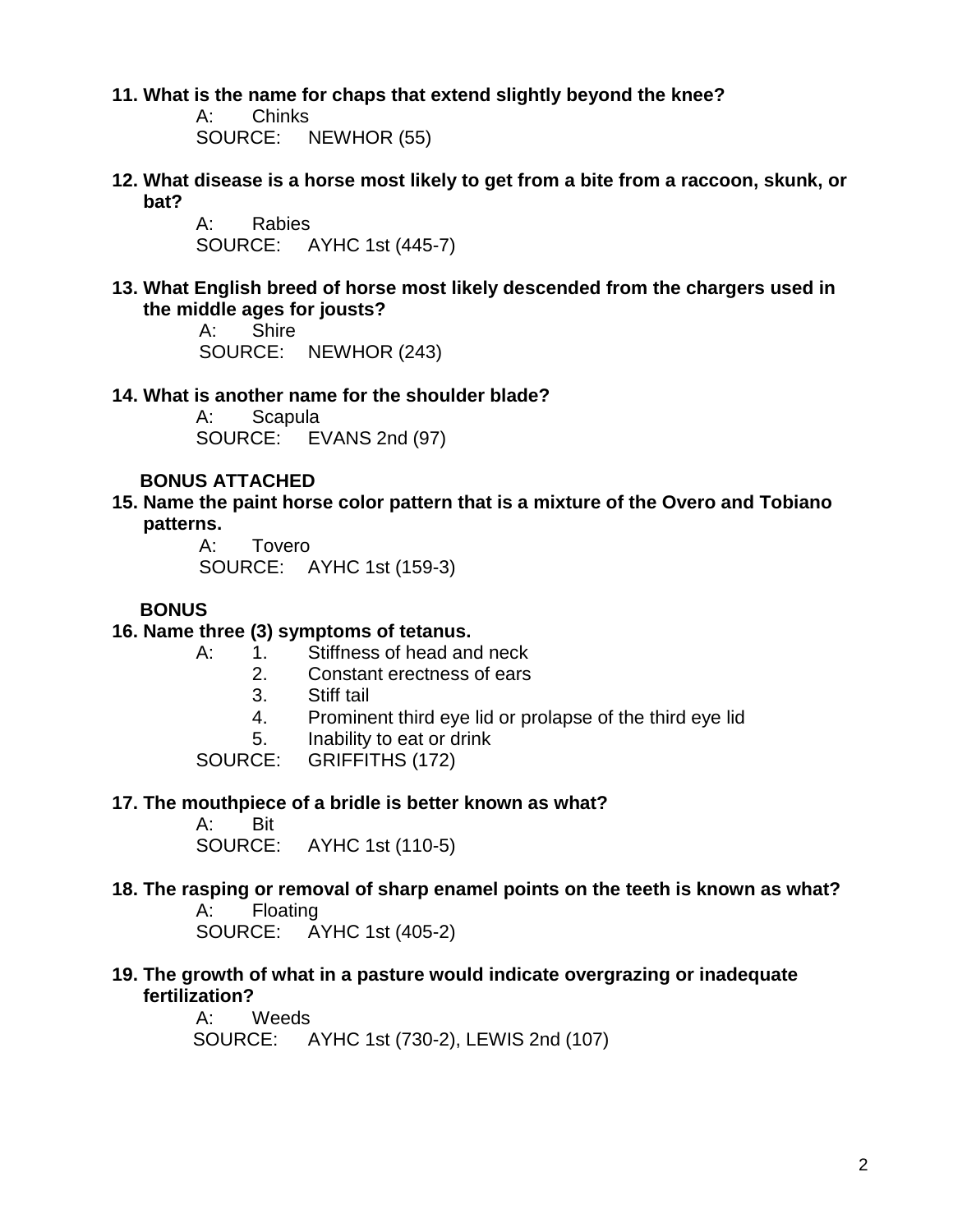**11. What is the name for chaps that extend slightly beyond the knee?**

A: Chinks

SOURCE: NEWHOR (55)

**12. What disease is a horse most likely to get from a bite from a raccoon, skunk, or bat?**

A: Rabies

SOURCE: AYHC 1st (445-7)

**13. What English breed of horse most likely descended from the chargers used in the middle ages for jousts?**

A: Shire

SOURCE: NEWHOR (243)

**14. What is another name for the shoulder blade?**

A: Scapula

SOURCE: EVANS 2nd (97)

**BONUS ATTACHED**

**15. Name the paint horse color pattern that is a mixture of the Overo and Tobiano patterns.**

A: Tovero

SOURCE: AYHC 1st (159-3)

**BONUS**

**16. Name three (3) symptoms of tetanus.**

A:
1. Stiffness of head and neck
2. Constant erectness of ears
3. Stiff tail
4. Prominent third eye lid or prolapse of the third eye lid
5. Inability to eat or drink

SOURCE: GRIFFITHS (172)

**17. The mouthpiece of a bridle is better known as what?**

A: Bit

SOURCE: AYHC 1st (110-5)

**18. The rasping or removal of sharp enamel points on the teeth is known as what?**

A: Floating

SOURCE: AYHC 1st (405-2)

**19. The growth of what in a pasture would indicate overgrazing or inadequate fertilization?**

A: Weeds

SOURCE: AYHC 1st (730-2), LEWIS 2nd (107)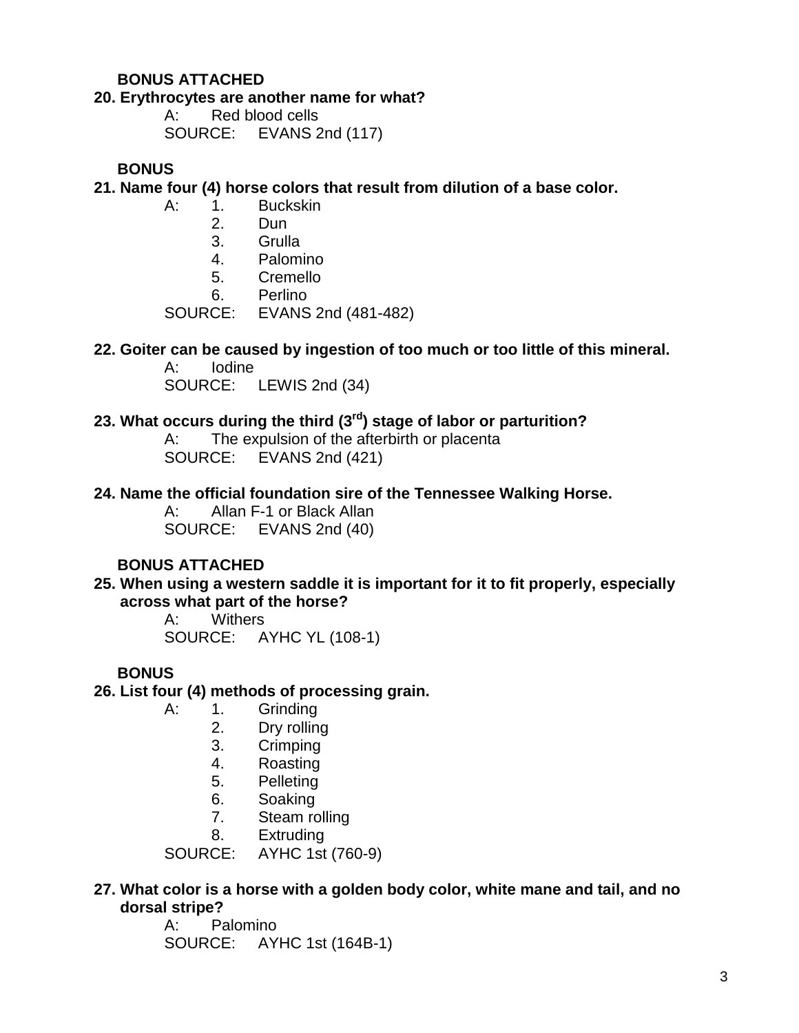**BONUS ATTACHED**

**20. Erythrocytes are another name for what?**

A: Red blood cells

SOURCE: EVANS 2nd (117)

**BONUS**

**21. Name four (4) horse colors that result from dilution of a base color.**

A:
1. Buckskin
2. Dun
3. Grulla
4. Palomino
5. Cremello
6. Perlino

SOURCE: EVANS 2nd (481-482)

**22. Goiter can be caused by ingestion of too much or too little of this mineral.**

A: Iodine

SOURCE: LEWIS 2nd (34)

**23. What occurs during the third (3rd) stage of labor or parturition?**

A: The expulsion of the afterbirth or placenta

SOURCE: EVANS 2nd (421)

**24. Name the official foundation sire of the Tennessee Walking Horse.**

A: Allan F-1 or Black Allan

SOURCE: EVANS 2nd (40)

**BONUS ATTACHED**

**25. When using a western saddle it is important for it to fit properly, especially across what part of the horse?**

A: Withers

SOURCE: AYHC YL (108-1)

**BONUS**

**26. List four (4) methods of processing grain.**

A:
1. Grinding
2. Dry rolling
3. Crimping
4. Roasting
5. Pelleting
6. Soaking
7. Steam rolling
8. Extruding

SOURCE: AYHC 1st (760-9)

**27. What color is a horse with a golden body color, white mane and tail, and no dorsal stripe?**

A: Palomino

SOURCE: AYHC 1st (164B-1)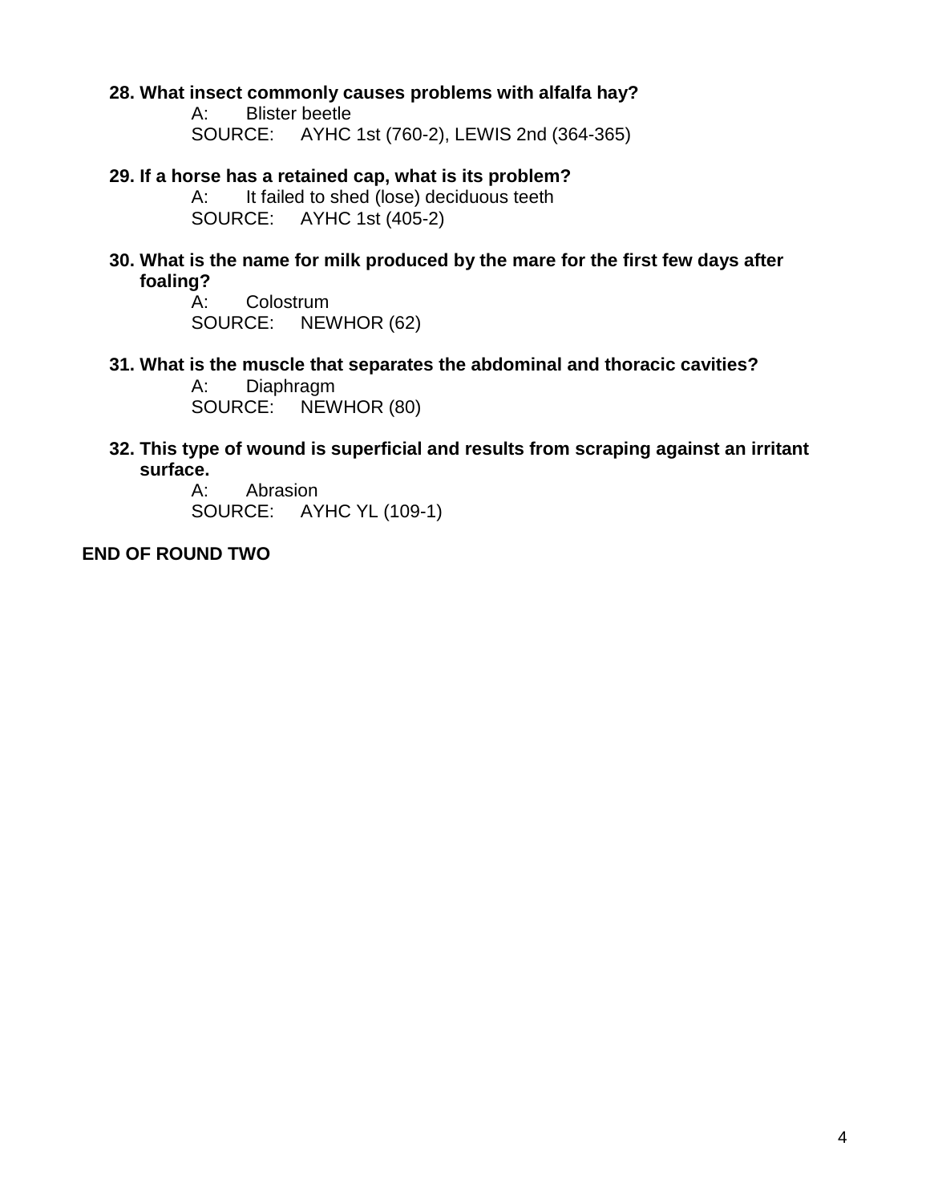**28. What insect commonly causes problems with alfalfa hay?**

A: Blister beetle

SOURCE: AYHC 1st (760-2), LEWIS 2nd (364-365)

**29. If a horse has a retained cap, what is its problem?**

A: It failed to shed (lose) deciduous teeth

SOURCE: AYHC 1st (405-2)

**30. What is the name for milk produced by the mare for the first few days after foaling?**

A: Colostrum

SOURCE: NEWHOR (62)

**31. What is the muscle that separates the abdominal and thoracic cavities?**

A: Diaphragm

SOURCE: NEWHOR (80)

**32. This type of wound is superficial and results from scraping against an irritant surface.**

A: Abrasion

SOURCE: AYHC YL (109-1)

**END OF ROUND TWO**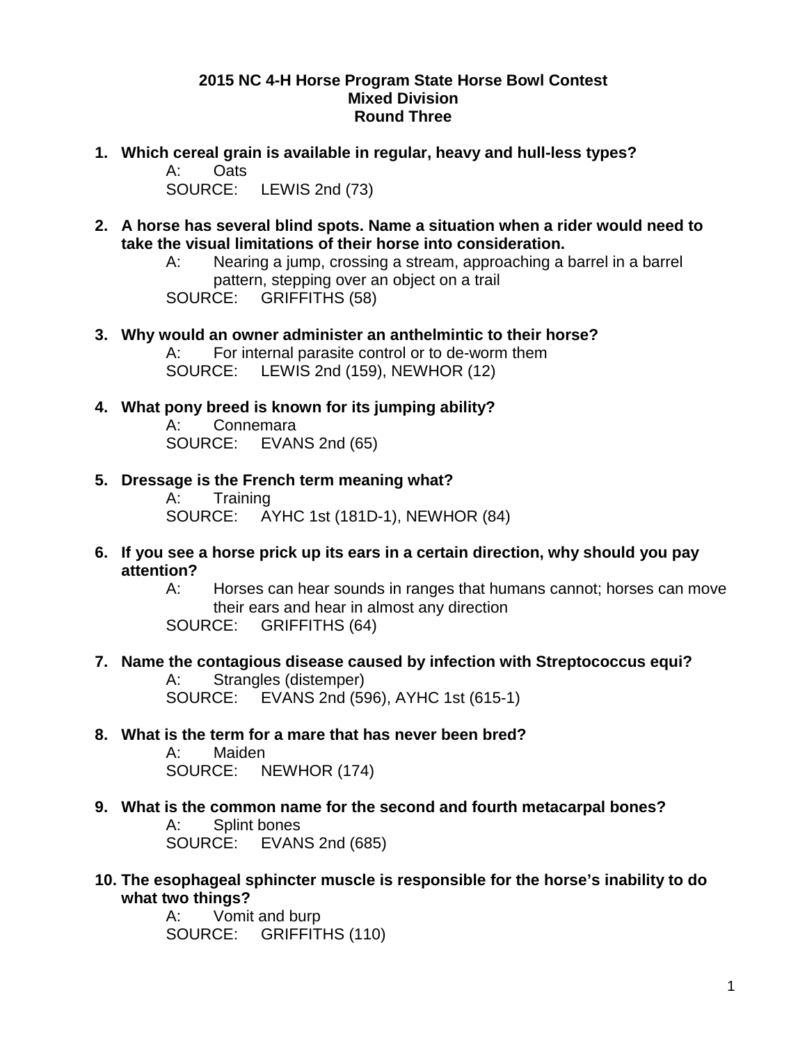**2015 NC 4-H Horse Program State Horse Bowl Contest**
**Mixed Division**
**Round Three**

**1. Which cereal grain is available in regular, heavy and hull-less types?**

A: Oats

SOURCE: LEWIS 2nd (73)

**2. A horse has several blind spots. Name a situation when a rider would need to take the visual limitations of their horse into consideration.**

A: Nearing a jump, crossing a stream, approaching a barrel in a barrel pattern, stepping over an object on a trail

SOURCE: GRIFFITHS (58)

**3. Why would an owner administer an anthelmintic to their horse?**

A: For internal parasite control or to de-worm them

SOURCE: LEWIS 2nd (159), NEWHOR (12)

**4. What pony breed is known for its jumping ability?**

A: Connemara

SOURCE: EVANS 2nd (65)

**5. Dressage is the French term meaning what?**

A: Training

SOURCE: AYHC 1st (181D-1), NEWHOR (84)

**6. If you see a horse prick up its ears in a certain direction, why should you pay attention?**

A: Horses can hear sounds in ranges that humans cannot; horses can move their ears and hear in almost any direction

SOURCE: GRIFFITHS (64)

**7. Name the contagious disease caused by infection with Streptococcus equi?**

A: Strangles (distemper)

SOURCE: EVANS 2nd (596), AYHC 1st (615-1)

**8. What is the term for a mare that has never been bred?**

A: Maiden

SOURCE: NEWHOR (174)

**9. What is the common name for the second and fourth metacarpal bones?**

A: Splint bones

SOURCE: EVANS 2nd (685)

**10. The esophageal sphincter muscle is responsible for the horse's inability to do what two things?**

A: Vomit and burp

SOURCE: GRIFFITHS (110)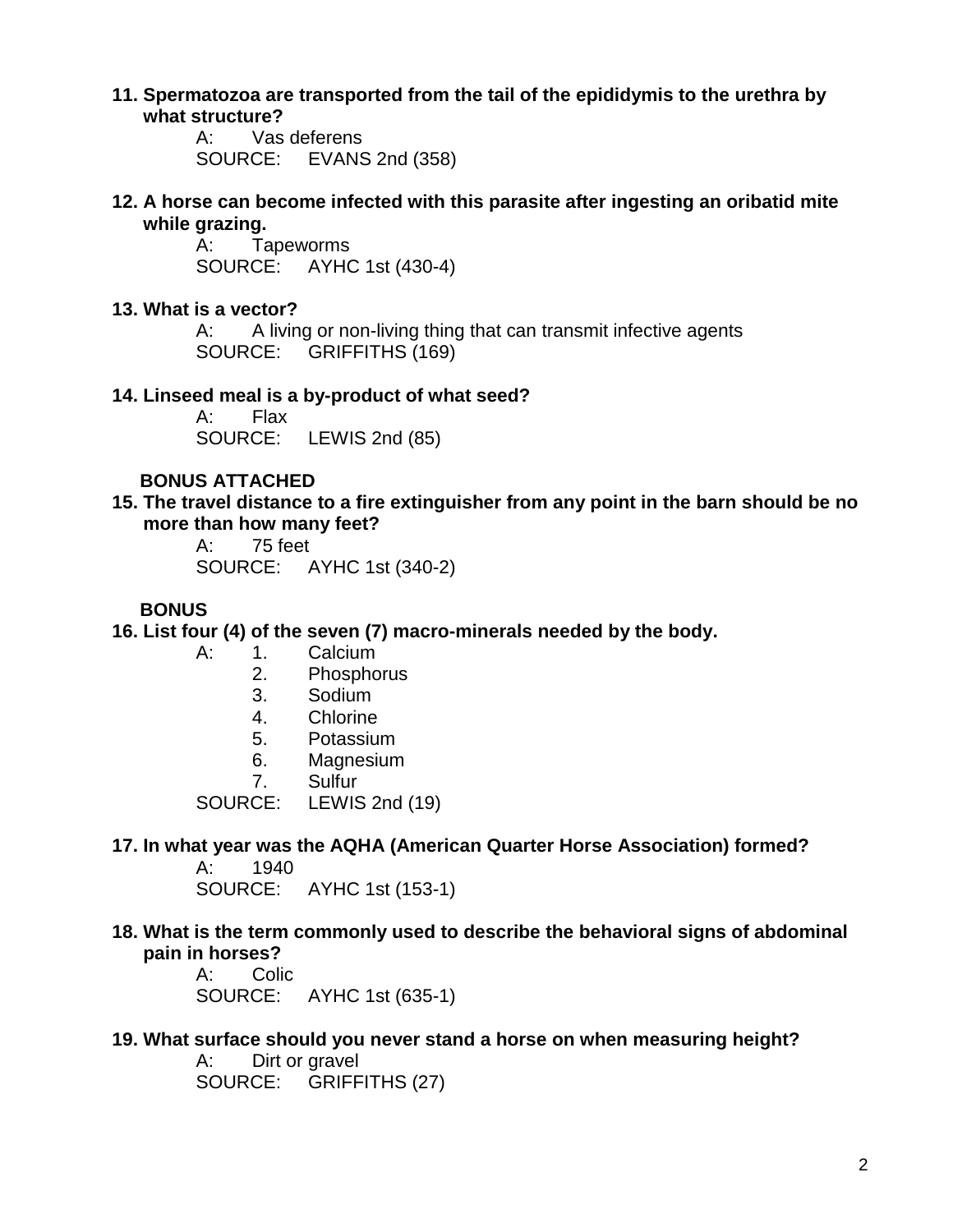**11. Spermatozoa are transported from the tail of the epididymis to the urethra by what structure?**

A: Vas deferens
SOURCE: EVANS 2nd (358)

**12. A horse can become infected with this parasite after ingesting an oribatid mite while grazing.**

A: Tapeworms
SOURCE: AYHC 1st (430-4)

**13. What is a vector?**

A: A living or non-living thing that can transmit infective agents
SOURCE: GRIFFITHS (169)

**14. Linseed meal is a by-product of what seed?**

A: Flax
SOURCE: LEWIS 2nd (85)

**BONUS ATTACHED**

**15. The travel distance to a fire extinguisher from any point in the barn should be no more than how many feet?**

A: 75 feet
SOURCE: AYHC 1st (340-2)

**BONUS**

**16. List four (4) of the seven (7) macro-minerals needed by the body.**

A:
1. Calcium
2. Phosphorus
3. Sodium
4. Chlorine
5. Potassium
6. Magnesium
7. Sulfur

SOURCE: LEWIS 2nd (19)

**17. In what year was the AQHA (American Quarter Horse Association) formed?**

A: 1940
SOURCE: AYHC 1st (153-1)

**18. What is the term commonly used to describe the behavioral signs of abdominal pain in horses?**

A: Colic
SOURCE: AYHC 1st (635-1)

**19. What surface should you never stand a horse on when measuring height?**

A: Dirt or gravel
SOURCE: GRIFFITHS (27)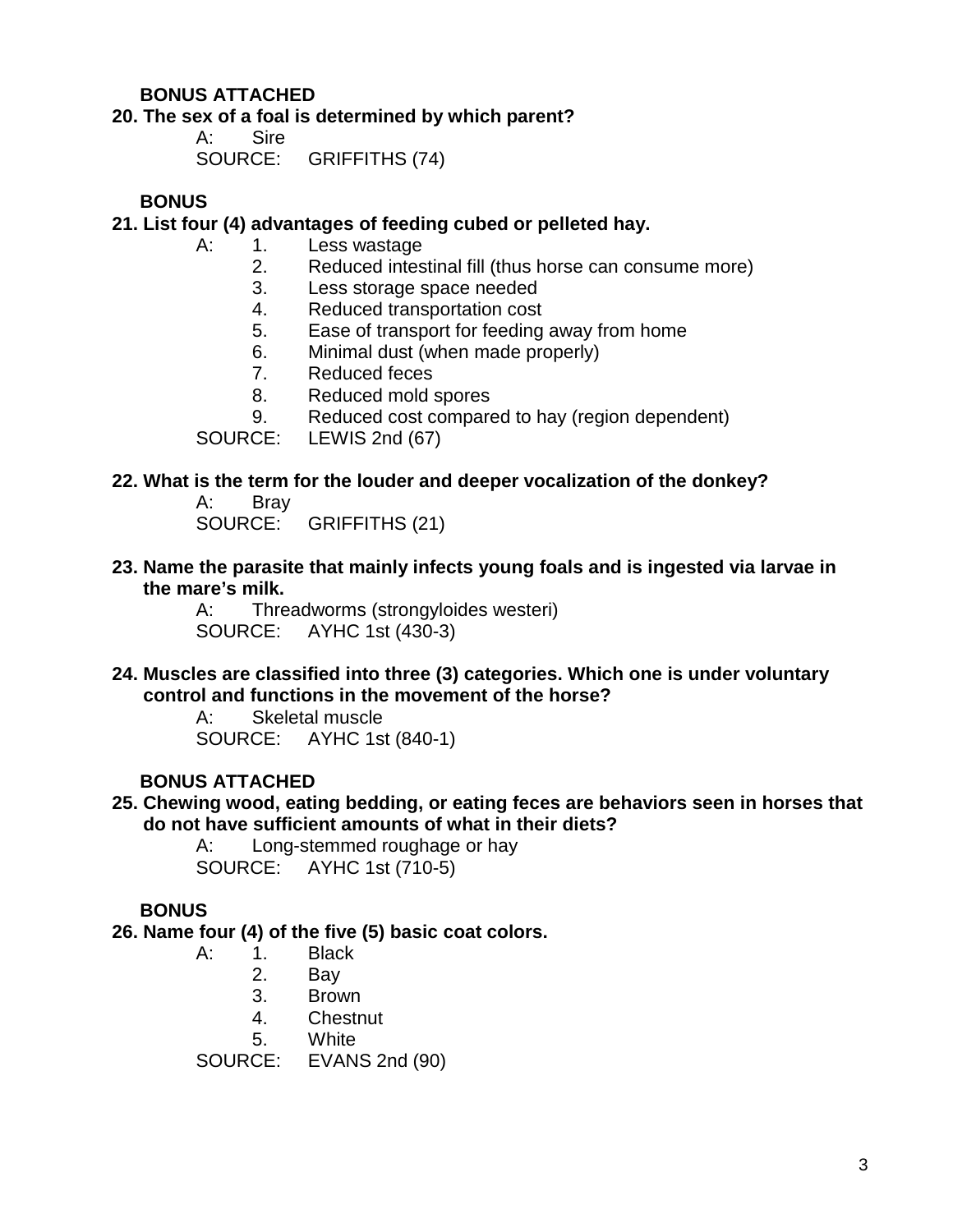**BONUS ATTACHED**

**20. The sex of a foal is determined by which parent?**

A: Sire

SOURCE: GRIFFITHS (74)

**BONUS**

**21. List four (4) advantages of feeding cubed or pelleted hay.**

A:
1. Less wastage
2. Reduced intestinal fill (thus horse can consume more)
3. Less storage space needed
4. Reduced transportation cost
5. Ease of transport for feeding away from home
6. Minimal dust (when made properly)
7. Reduced feces
8. Reduced mold spores
9. Reduced cost compared to hay (region dependent)

SOURCE: LEWIS 2nd (67)

**22. What is the term for the louder and deeper vocalization of the donkey?**

A: Bray

SOURCE: GRIFFITHS (21)

**23. Name the parasite that mainly infects young foals and is ingested via larvae in the mare's milk.**

A: Threadworms (strongyloides westeri)

SOURCE: AYHC 1st (430-3)

**24. Muscles are classified into three (3) categories. Which one is under voluntary control and functions in the movement of the horse?**

A: Skeletal muscle

SOURCE: AYHC 1st (840-1)

**BONUS ATTACHED**

**25. Chewing wood, eating bedding, or eating feces are behaviors seen in horses that do not have sufficient amounts of what in their diets?**

A: Long-stemmed roughage or hay

SOURCE: AYHC 1st (710-5)

**BONUS**

**26. Name four (4) of the five (5) basic coat colors.**

A:
1. Black
2. Bay
3. Brown
4. Chestnut
5. White

SOURCE: EVANS 2nd (90)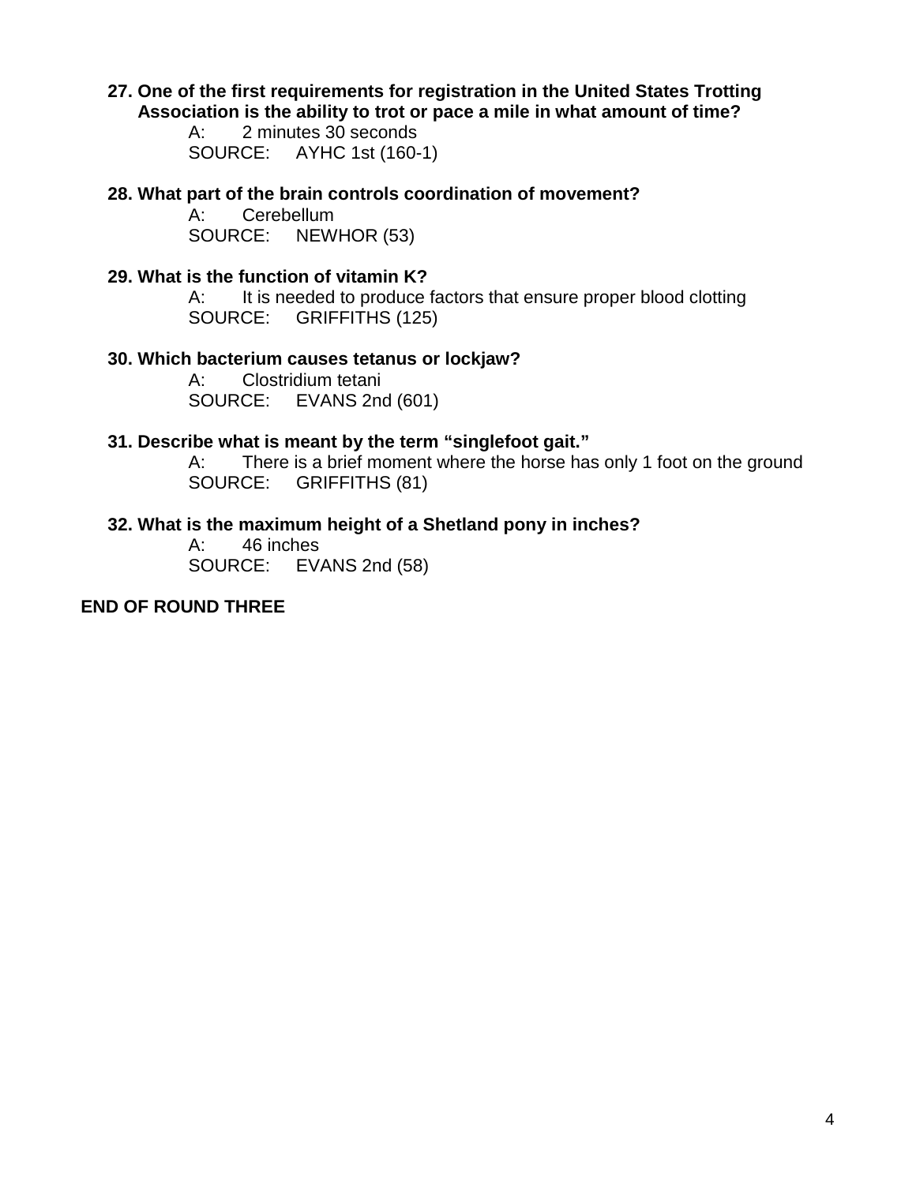**27. One of the first requirements for registration in the United States Trotting Association is the ability to trot or pace a mile in what amount of time?**

A: 2 minutes 30 seconds
SOURCE: AYHC 1st (160-1)

**28. What part of the brain controls coordination of movement?**

A: Cerebellum
SOURCE: NEWHOR (53)

**29. What is the function of vitamin K?**

A: It is needed to produce factors that ensure proper blood clotting
SOURCE: GRIFFITHS (125)

**30. Which bacterium causes tetanus or lockjaw?**

A: Clostridium tetani
SOURCE: EVANS 2nd (601)

**31. Describe what is meant by the term "singlefoot gait."**

A: There is a brief moment where the horse has only 1 foot on the ground
SOURCE: GRIFFITHS (81)

**32. What is the maximum height of a Shetland pony in inches?**

A: 46 inches
SOURCE: EVANS 2nd (58)

**END OF ROUND THREE**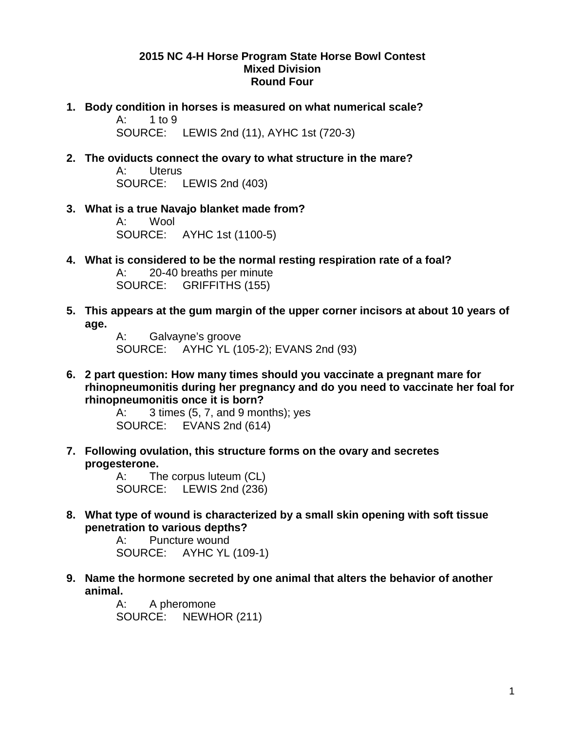**2015 NC 4-H Horse Program State Horse Bowl Contest**
**Mixed Division**
**Round Four**

1. **Body condition in horses is measured on what numerical scale?**
   A: 1 to 9
   SOURCE: LEWIS 2nd (11), AYHC 1st (720-3)

2. **The oviducts connect the ovary to what structure in the mare?**
   A: Uterus
   SOURCE: LEWIS 2nd (403)

3. **What is a true Navajo blanket made from?**
   A: Wool
   SOURCE: AYHC 1st (1100-5)

4. **What is considered to be the normal resting respiration rate of a foal?**
   A: 20-40 breaths per minute
   SOURCE: GRIFFITHS (155)

5. **This appears at the gum margin of the upper corner incisors at about 10 years of age.**
   A: Galvayne's groove
   SOURCE: AYHC YL (105-2); EVANS 2nd (93)

6. **2 part question: How many times should you vaccinate a pregnant mare for rhinopneumonitis during her pregnancy and do you need to vaccinate her foal for rhinopneumonitis once it is born?**
   A: 3 times (5, 7, and 9 months); yes
   SOURCE: EVANS 2nd (614)

7. **Following ovulation, this structure forms on the ovary and secretes progesterone.**
   A: The corpus luteum (CL)
   SOURCE: LEWIS 2nd (236)

8. **What type of wound is characterized by a small skin opening with soft tissue penetration to various depths?**
   A: Puncture wound
   SOURCE: AYHC YL (109-1)

9. **Name the hormone secreted by one animal that alters the behavior of another animal.**
   A: A pheromone
   SOURCE: NEWHOR (211)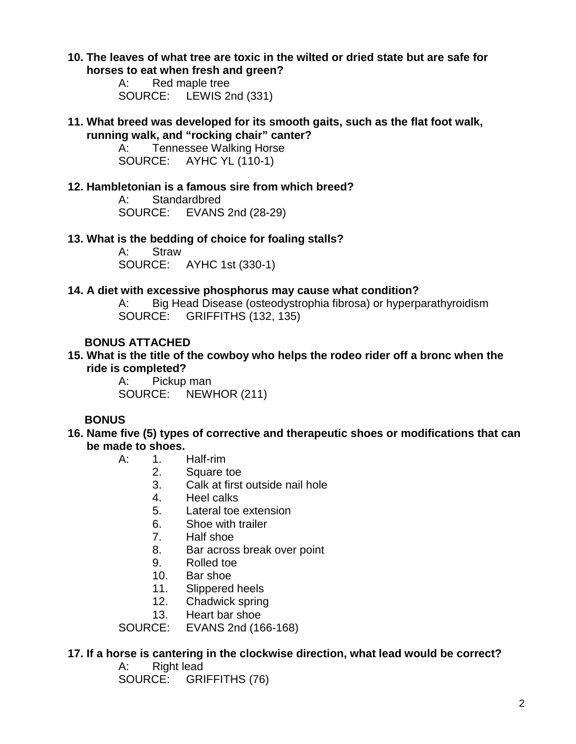**10. The leaves of what tree are toxic in the wilted or dried state but are safe for horses to eat when fresh and green?**

A: Red maple tree
SOURCE: LEWIS 2nd (331)

**11. What breed was developed for its smooth gaits, such as the flat foot walk, running walk, and "rocking chair" canter?**

A: Tennessee Walking Horse
SOURCE: AYHC YL (110-1)

**12. Hambletonian is a famous sire from which breed?**

A: Standardbred
SOURCE: EVANS 2nd (28-29)

**13. What is the bedding of choice for foaling stalls?**

A: Straw
SOURCE: AYHC 1st (330-1)

**14. A diet with excessive phosphorus may cause what condition?**

A: Big Head Disease (osteodystrophia fibrosa) or hyperparathyroidism
SOURCE: GRIFFITHS (132, 135)

**BONUS ATTACHED**

**15. What is the title of the cowboy who helps the rodeo rider off a bronc when the ride is completed?**

A: Pickup man
SOURCE: NEWHOR (211)

**BONUS**

**16. Name five (5) types of corrective and therapeutic shoes or modifications that can be made to shoes.**

A:
1. Half-rim
2. Square toe
3. Calk at first outside nail hole
4. Heel calks
5. Lateral toe extension
6. Shoe with trailer
7. Half shoe
8. Bar across break over point
9. Rolled toe
10. Bar shoe
11. Slippered heels
12. Chadwick spring
13. Heart bar shoe

SOURCE: EVANS 2nd (166-168)

**17. If a horse is cantering in the clockwise direction, what lead would be correct?**

A: Right lead
SOURCE: GRIFFITHS (76)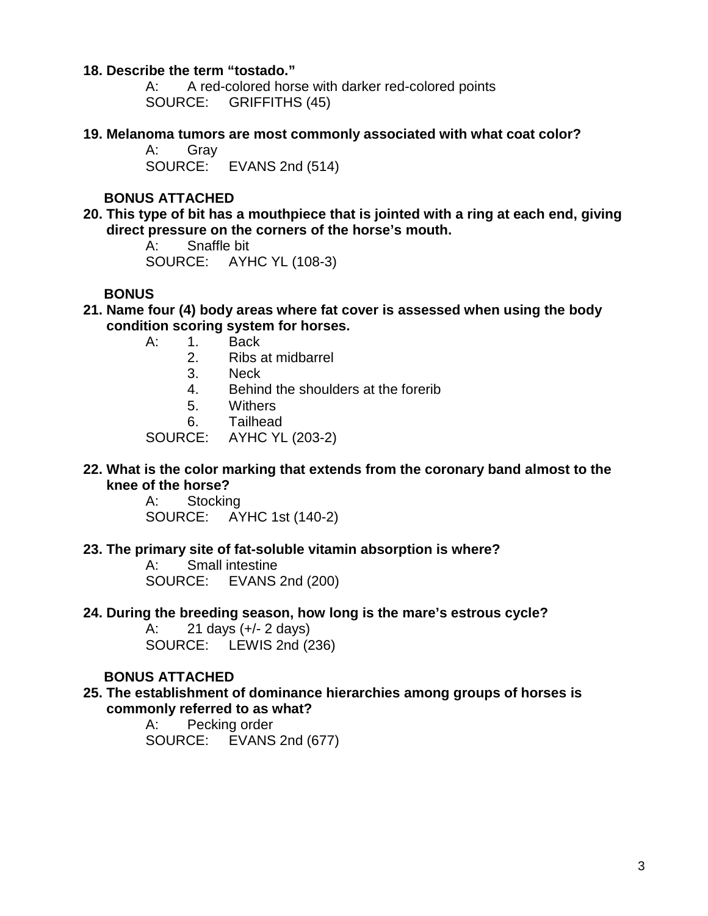**18. Describe the term "tostado."**

A: A red-colored horse with darker red-colored points
SOURCE: GRIFFITHS (45)

**19. Melanoma tumors are most commonly associated with what coat color?**

A: Gray
SOURCE: EVANS 2nd (514)

**BONUS ATTACHED**

**20. This type of bit has a mouthpiece that is jointed with a ring at each end, giving direct pressure on the corners of the horse's mouth.**

A: Snaffle bit
SOURCE: AYHC YL (108-3)

**BONUS**

**21. Name four (4) body areas where fat cover is assessed when using the body condition scoring system for horses.**

A:
1. Back
2. Ribs at midbarrel
3. Neck
4. Behind the shoulders at the forerib
5. Withers
6. Tailhead

SOURCE: AYHC YL (203-2)

**22. What is the color marking that extends from the coronary band almost to the knee of the horse?**

A: Stocking
SOURCE: AYHC 1st (140-2)

**23. The primary site of fat-soluble vitamin absorption is where?**

A: Small intestine
SOURCE: EVANS 2nd (200)

**24. During the breeding season, how long is the mare's estrous cycle?**

A: 21 days (+/- 2 days)
SOURCE: LEWIS 2nd (236)

**BONUS ATTACHED**

**25. The establishment of dominance hierarchies among groups of horses is commonly referred to as what?**

A: Pecking order
SOURCE: EVANS 2nd (677)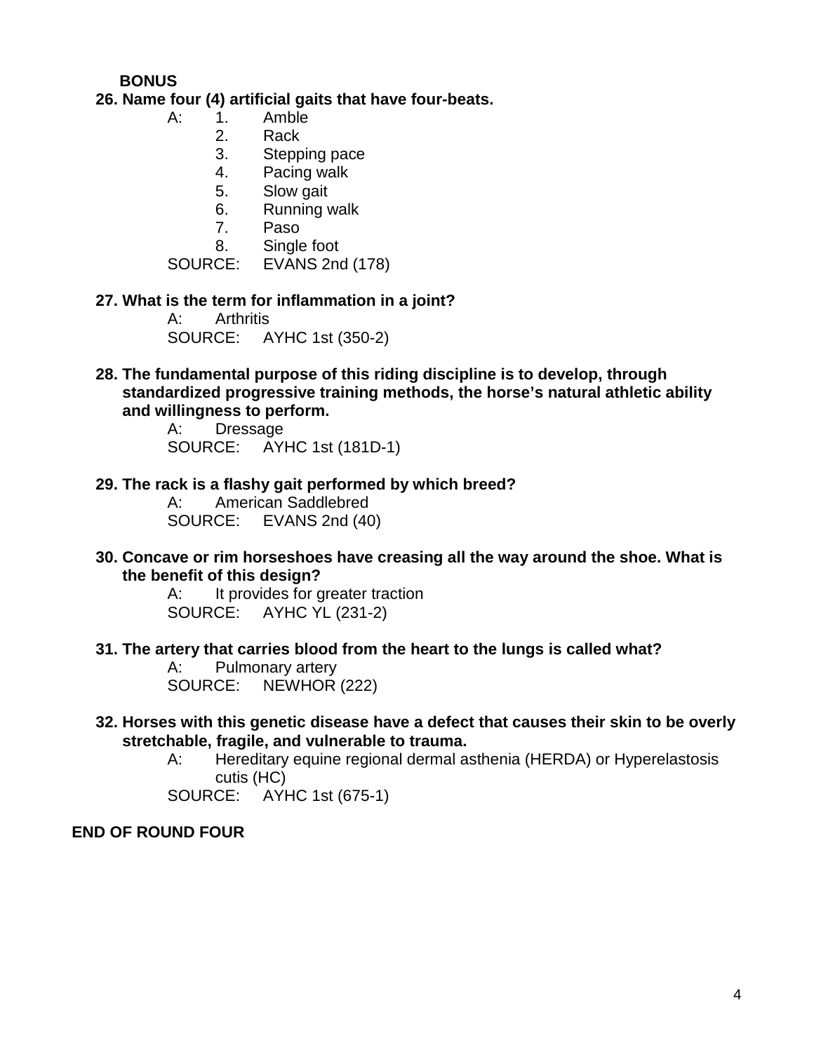**BONUS**

**26. Name four (4) artificial gaits that have four-beats.**

A:
1. Amble
2. Rack
3. Stepping pace
4. Pacing walk
5. Slow gait
6. Running walk
7. Paso
8. Single foot

SOURCE: EVANS 2nd (178)

**27. What is the term for inflammation in a joint?**

A: Arthritis

SOURCE: AYHC 1st (350-2)

**28. The fundamental purpose of this riding discipline is to develop, through standardized progressive training methods, the horse's natural athletic ability and willingness to perform.**

A: Dressage

SOURCE: AYHC 1st (181D-1)

**29. The rack is a flashy gait performed by which breed?**

A: American Saddlebred

SOURCE: EVANS 2nd (40)

**30. Concave or rim horseshoes have creasing all the way around the shoe. What is the benefit of this design?**

A: It provides for greater traction

SOURCE: AYHC YL (231-2)

**31. The artery that carries blood from the heart to the lungs is called what?**

A: Pulmonary artery

SOURCE: NEWHOR (222)

**32. Horses with this genetic disease have a defect that causes their skin to be overly stretchable, fragile, and vulnerable to trauma.**

A: Hereditary equine regional dermal asthenia (HERDA) or Hyperelastosis cutis (HC)

SOURCE: AYHC 1st (675-1)

**END OF ROUND FOUR**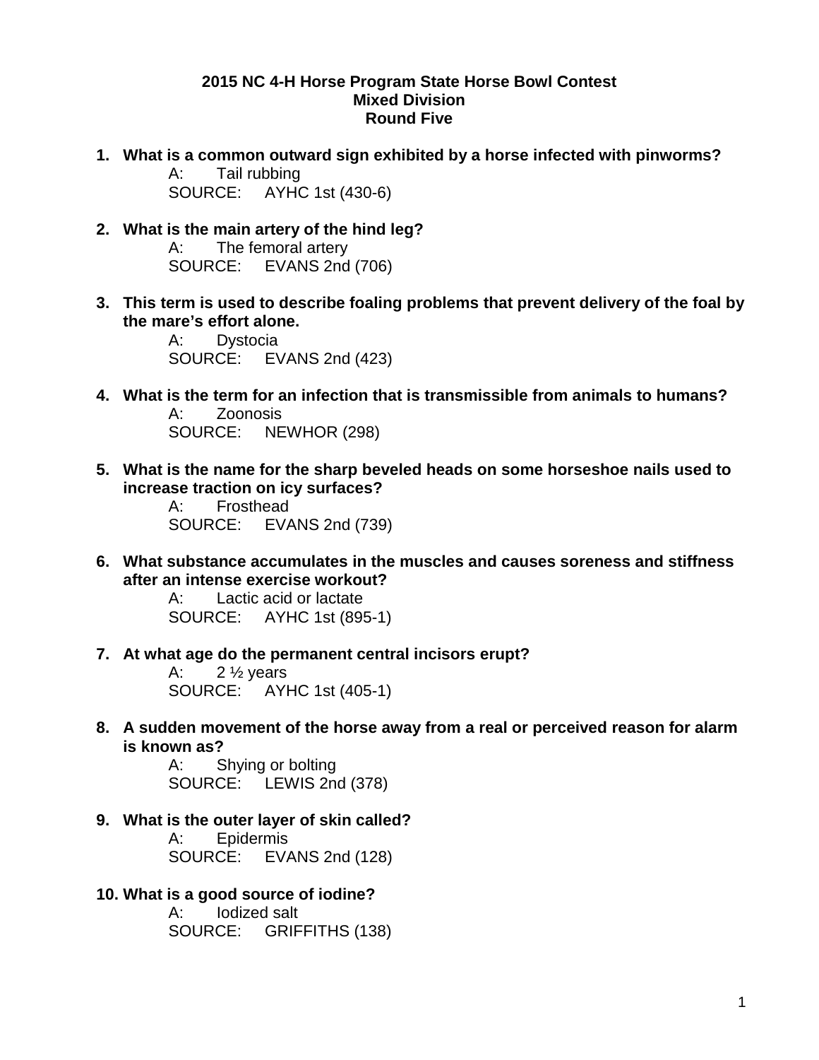**2015 NC 4-H Horse Program State Horse Bowl Contest**
**Mixed Division**
**Round Five**

1. **What is a common outward sign exhibited by a horse infected with pinworms?**
   A: Tail rubbing
   SOURCE: AYHC 1st (430-6)

2. **What is the main artery of the hind leg?**
   A: The femoral artery
   SOURCE: EVANS 2nd (706)

3. **This term is used to describe foaling problems that prevent delivery of the foal by the mare's effort alone.**
   A: Dystocia
   SOURCE: EVANS 2nd (423)

4. **What is the term for an infection that is transmissible from animals to humans?**
   A: Zoonosis
   SOURCE: NEWHOR (298)

5. **What is the name for the sharp beveled heads on some horseshoe nails used to increase traction on icy surfaces?**
   A: Frosthead
   SOURCE: EVANS 2nd (739)

6. **What substance accumulates in the muscles and causes soreness and stiffness after an intense exercise workout?**
   A: Lactic acid or lactate
   SOURCE: AYHC 1st (895-1)

7. **At what age do the permanent central incisors erupt?**
   A: 2 ½ years
   SOURCE: AYHC 1st (405-1)

8. **A sudden movement of the horse away from a real or perceived reason for alarm is known as?**
   A: Shying or bolting
   SOURCE: LEWIS 2nd (378)

9. **What is the outer layer of skin called?**
   A: Epidermis
   SOURCE: EVANS 2nd (128)

10. **What is a good source of iodine?**
    A: Iodized salt
    SOURCE: GRIFFITHS (138)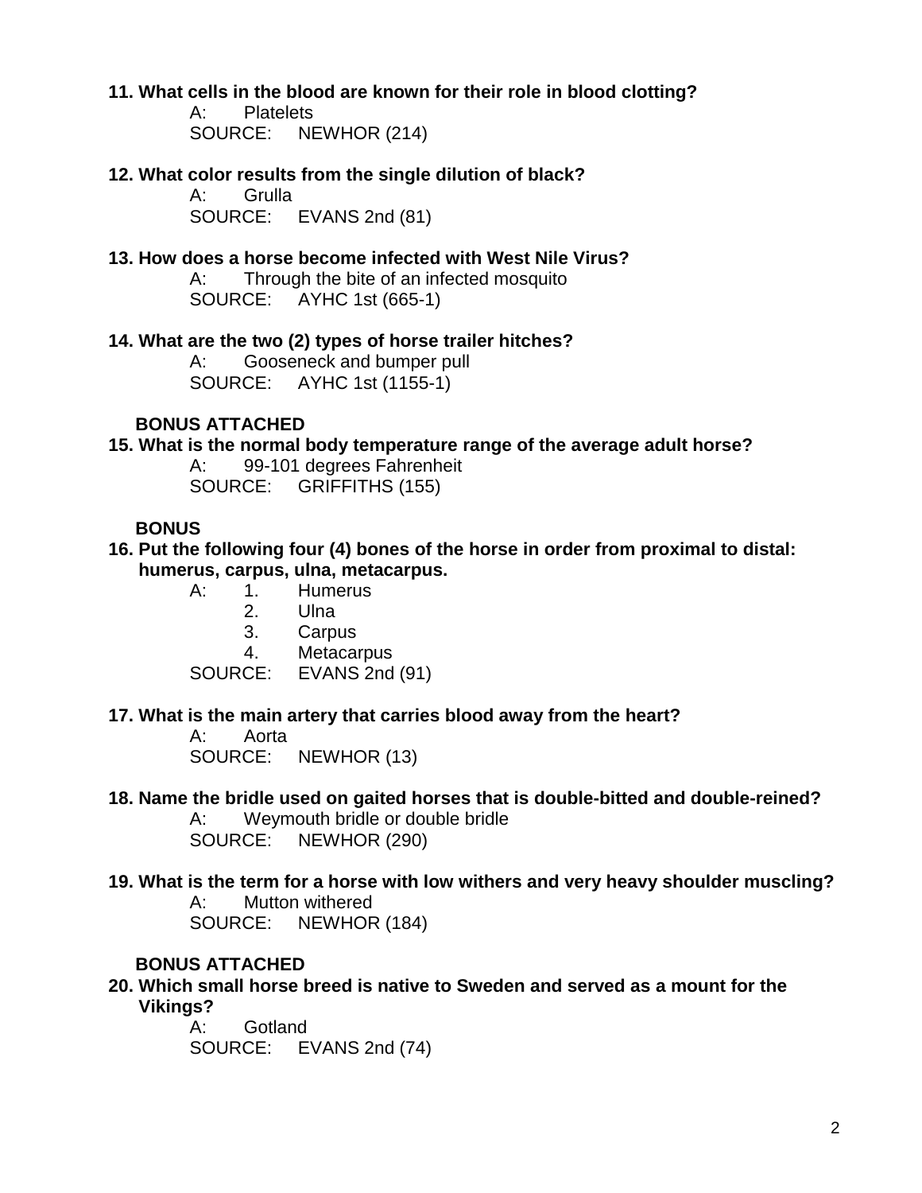**11. What cells in the blood are known for their role in blood clotting?**

A: Platelets
SOURCE: NEWHOR (214)

**12. What color results from the single dilution of black?**

A: Grulla
SOURCE: EVANS 2nd (81)

**13. How does a horse become infected with West Nile Virus?**

A: Through the bite of an infected mosquito
SOURCE: AYHC 1st (665-1)

**14. What are the two (2) types of horse trailer hitches?**

A: Gooseneck and bumper pull
SOURCE: AYHC 1st (1155-1)

**BONUS ATTACHED**

**15. What is the normal body temperature range of the average adult horse?**

A: 99-101 degrees Fahrenheit
SOURCE: GRIFFITHS (155)

**BONUS**

**16. Put the following four (4) bones of the horse in order from proximal to distal: humerus, carpus, ulna, metacarpus.**

A:
1. Humerus
2. Ulna
3. Carpus
4. Metacarpus

SOURCE: EVANS 2nd (91)

**17. What is the main artery that carries blood away from the heart?**

A: Aorta
SOURCE: NEWHOR (13)

**18. Name the bridle used on gaited horses that is double-bitted and double-reined?**

A: Weymouth bridle or double bridle
SOURCE: NEWHOR (290)

**19. What is the term for a horse with low withers and very heavy shoulder muscling?**

A: Mutton withered
SOURCE: NEWHOR (184)

**BONUS ATTACHED**

**20. Which small horse breed is native to Sweden and served as a mount for the Vikings?**

A: Gotland
SOURCE: EVANS 2nd (74)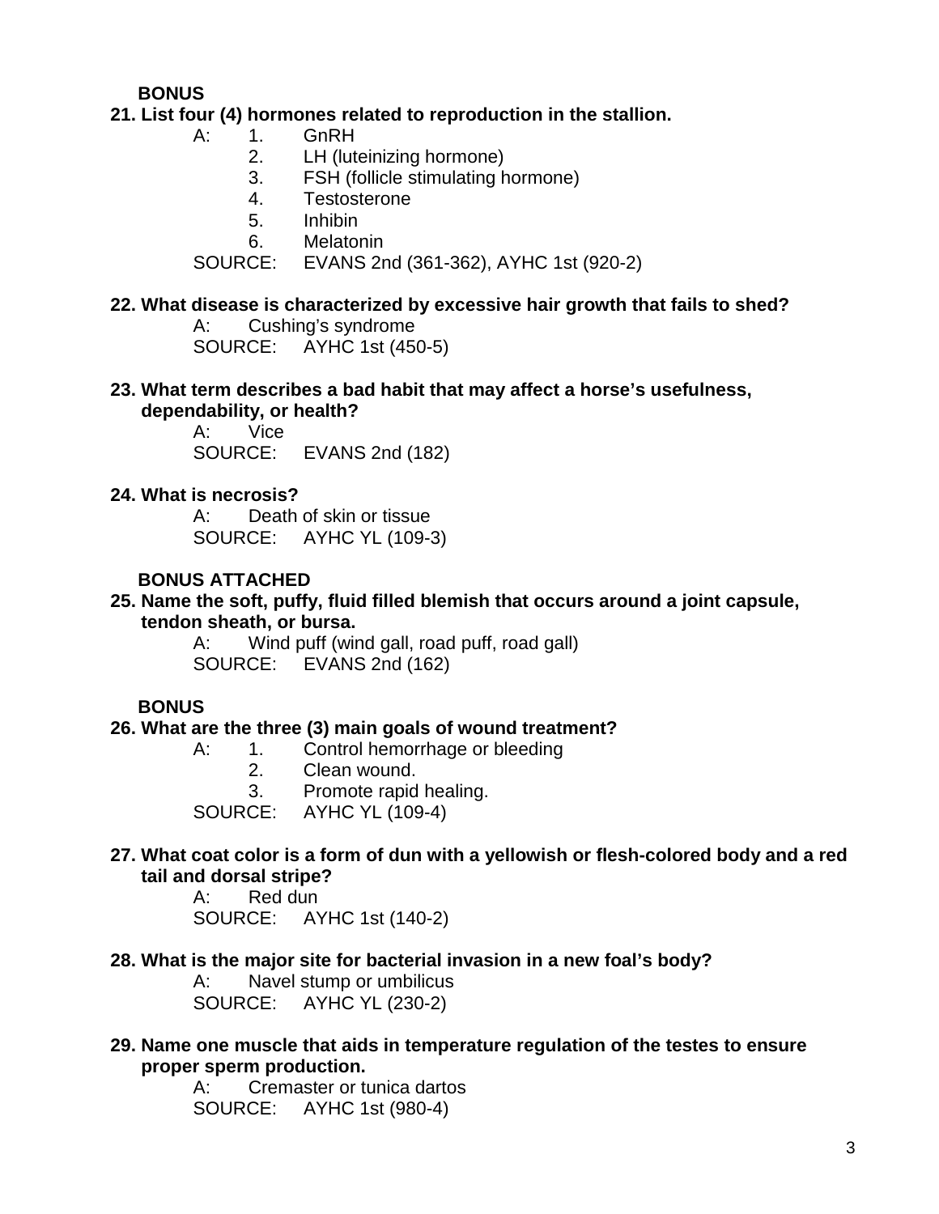**BONUS**

**21. List four (4) hormones related to reproduction in the stallion.**

A:
1. GnRH
2. LH (luteinizing hormone)
3. FSH (follicle stimulating hormone)
4. Testosterone
5. Inhibin
6. Melatonin

SOURCE: EVANS 2nd (361-362), AYHC 1st (920-2)

**22. What disease is characterized by excessive hair growth that fails to shed?**

A: Cushing's syndrome

SOURCE: AYHC 1st (450-5)

**23. What term describes a bad habit that may affect a horse's usefulness, dependability, or health?**

A: Vice

SOURCE: EVANS 2nd (182)

**24. What is necrosis?**

A: Death of skin or tissue

SOURCE: AYHC YL (109-3)

**BONUS ATTACHED**

**25. Name the soft, puffy, fluid filled blemish that occurs around a joint capsule, tendon sheath, or bursa.**

A: Wind puff (wind gall, road puff, road gall)

SOURCE: EVANS 2nd (162)

**BONUS**

**26. What are the three (3) main goals of wound treatment?**

A:
1. Control hemorrhage or bleeding
2. Clean wound.
3. Promote rapid healing.

SOURCE: AYHC YL (109-4)

**27. What coat color is a form of dun with a yellowish or flesh-colored body and a red tail and dorsal stripe?**

A: Red dun

SOURCE: AYHC 1st (140-2)

**28. What is the major site for bacterial invasion in a new foal's body?**

A: Navel stump or umbilicus

SOURCE: AYHC YL (230-2)

**29. Name one muscle that aids in temperature regulation of the testes to ensure proper sperm production.**

A: Cremaster or tunica dartos

SOURCE: AYHC 1st (980-4)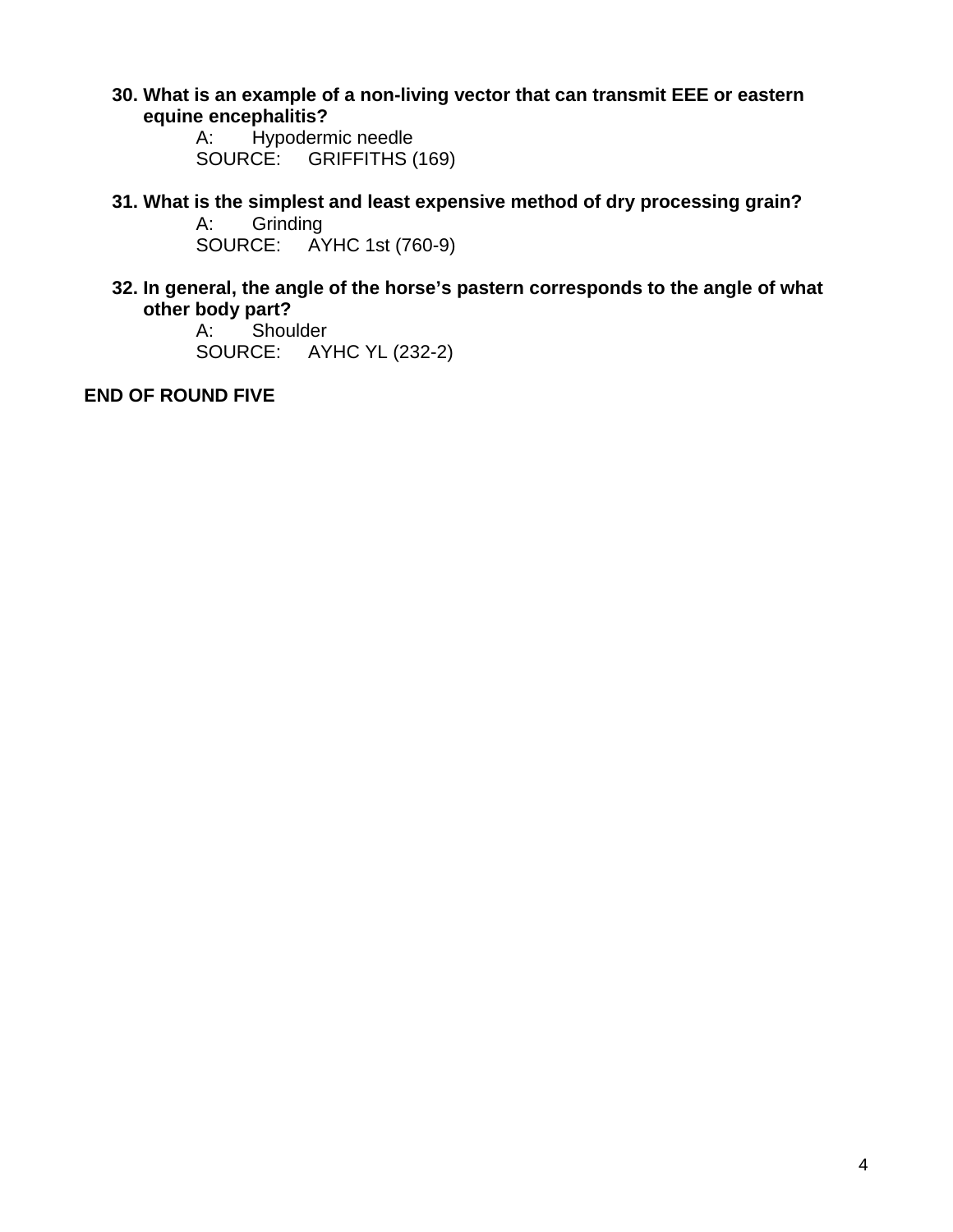**30. What is an example of a non-living vector that can transmit EEE or eastern equine encephalitis?**

A: Hypodermic needle
SOURCE: GRIFFITHS (169)

**31. What is the simplest and least expensive method of dry processing grain?**

A: Grinding
SOURCE: AYHC 1st (760-9)

**32. In general, the angle of the horse's pastern corresponds to the angle of what other body part?**

A: Shoulder
SOURCE: AYHC YL (232-2)

**END OF ROUND FIVE**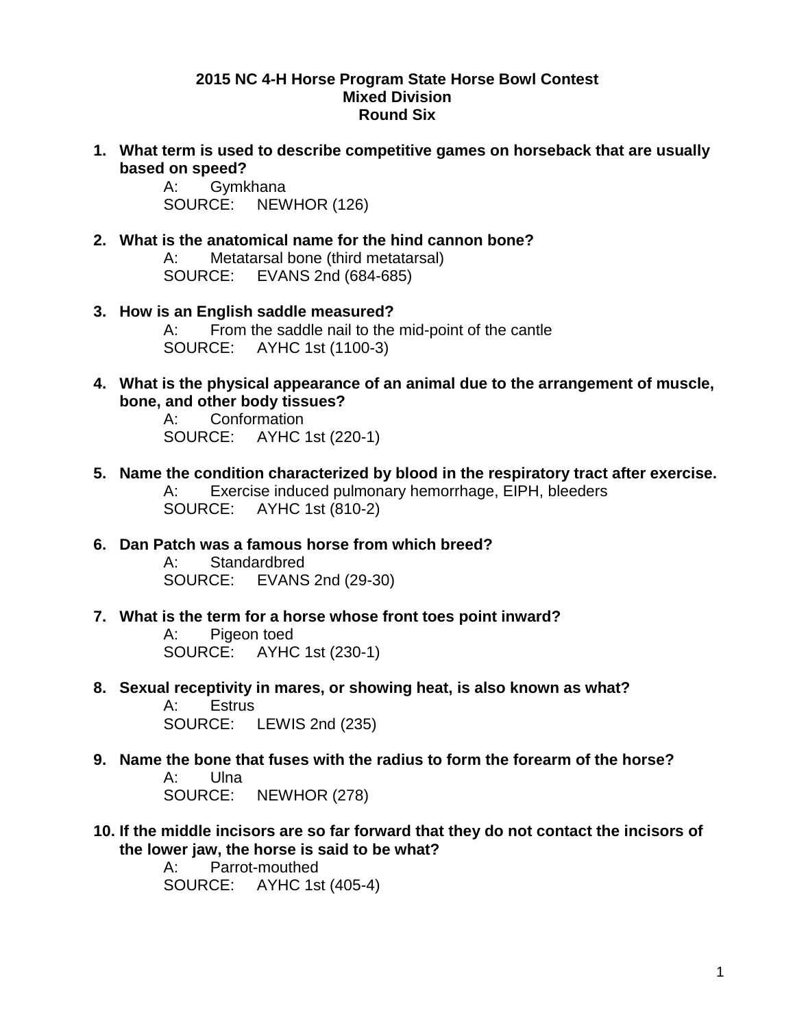**2015 NC 4-H Horse Program State Horse Bowl Contest**
**Mixed Division**
**Round Six**

1. **What term is used to describe competitive games on horseback that are usually based on speed?**
   A: Gymkhana
   SOURCE: NEWHOR (126)

2. **What is the anatomical name for the hind cannon bone?**
   A: Metatarsal bone (third metatarsal)
   SOURCE: EVANS 2nd (684-685)

3. **How is an English saddle measured?**
   A: From the saddle nail to the mid-point of the cantle
   SOURCE: AYHC 1st (1100-3)

4. **What is the physical appearance of an animal due to the arrangement of muscle, bone, and other body tissues?**
   A: Conformation
   SOURCE: AYHC 1st (220-1)

5. **Name the condition characterized by blood in the respiratory tract after exercise.**
   A: Exercise induced pulmonary hemorrhage, EIPH, bleeders
   SOURCE: AYHC 1st (810-2)

6. **Dan Patch was a famous horse from which breed?**
   A: Standardbred
   SOURCE: EVANS 2nd (29-30)

7. **What is the term for a horse whose front toes point inward?**
   A: Pigeon toed
   SOURCE: AYHC 1st (230-1)

8. **Sexual receptivity in mares, or showing heat, is also known as what?**
   A: Estrus
   SOURCE: LEWIS 2nd (235)

9. **Name the bone that fuses with the radius to form the forearm of the horse?**
   A: Ulna
   SOURCE: NEWHOR (278)

10. **If the middle incisors are so far forward that they do not contact the incisors of the lower jaw, the horse is said to be what?**
    A: Parrot-mouthed
    SOURCE: AYHC 1st (405-4)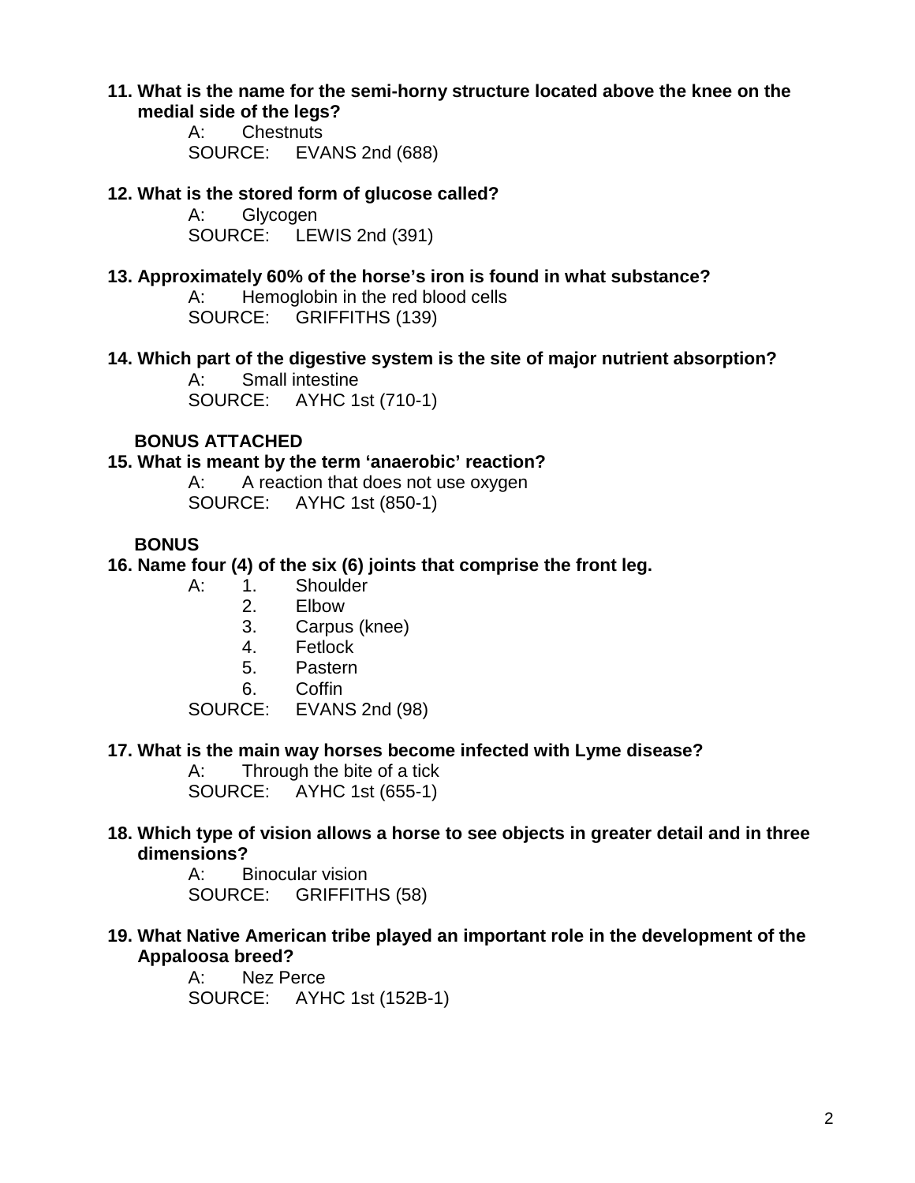**11. What is the name for the semi-horny structure located above the knee on the medial side of the legs?**

A: Chestnuts
SOURCE: EVANS 2nd (688)

**12. What is the stored form of glucose called?**

A: Glycogen
SOURCE: LEWIS 2nd (391)

**13. Approximately 60% of the horse's iron is found in what substance?**

A: Hemoglobin in the red blood cells
SOURCE: GRIFFITHS (139)

**14. Which part of the digestive system is the site of major nutrient absorption?**

A: Small intestine
SOURCE: AYHC 1st (710-1)

**BONUS ATTACHED**

**15. What is meant by the term 'anaerobic' reaction?**

A: A reaction that does not use oxygen
SOURCE: AYHC 1st (850-1)

**BONUS**

**16. Name four (4) of the six (6) joints that comprise the front leg.**

A:
1. Shoulder
2. Elbow
3. Carpus (knee)
4. Fetlock
5. Pastern
6. Coffin

SOURCE: EVANS 2nd (98)

**17. What is the main way horses become infected with Lyme disease?**

A: Through the bite of a tick
SOURCE: AYHC 1st (655-1)

**18. Which type of vision allows a horse to see objects in greater detail and in three dimensions?**

A: Binocular vision
SOURCE: GRIFFITHS (58)

**19. What Native American tribe played an important role in the development of the Appaloosa breed?**

A: Nez Perce
SOURCE: AYHC 1st (152B-1)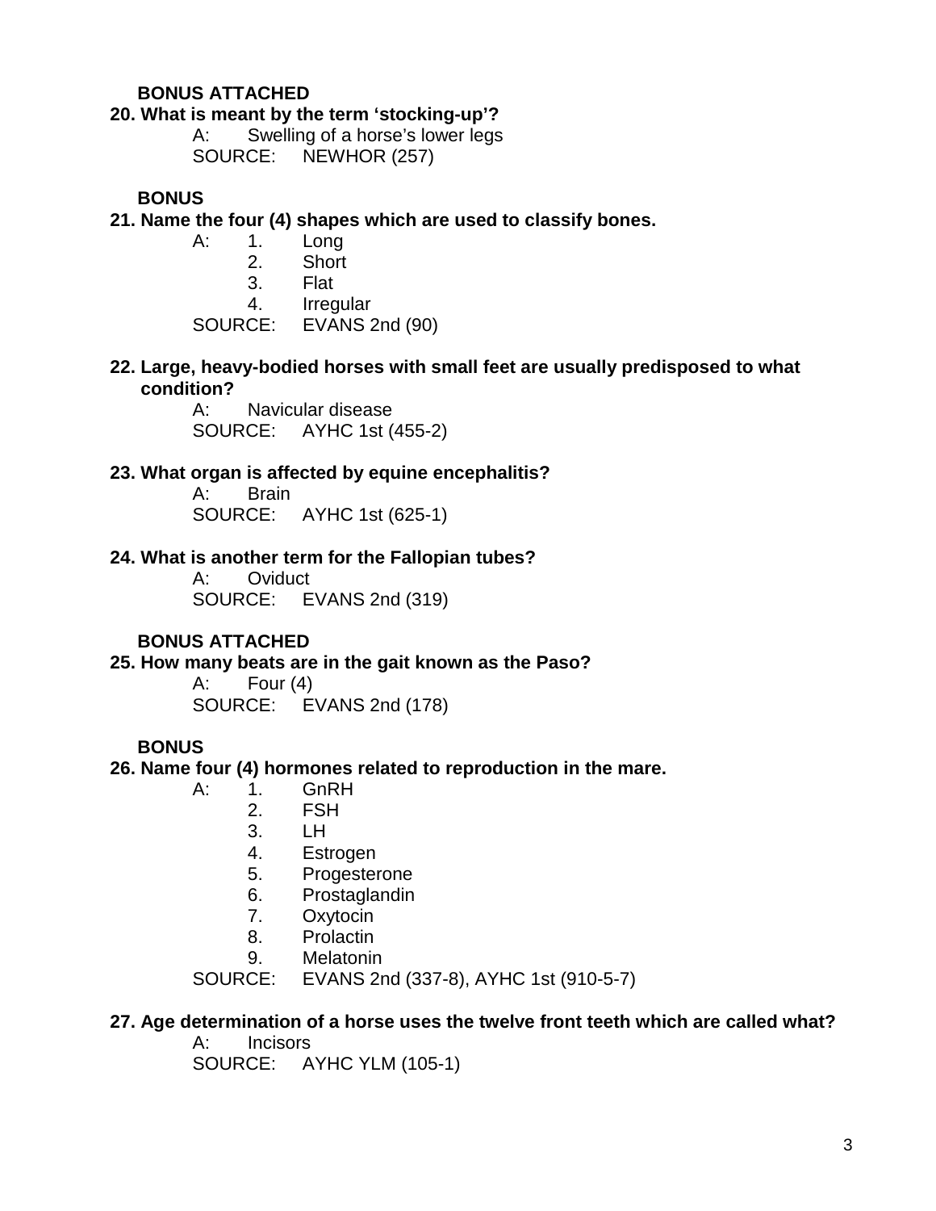**BONUS ATTACHED**

**20. What is meant by the term 'stocking-up'?**

A: Swelling of a horse's lower legs
SOURCE: NEWHOR (257)

**BONUS**

**21. Name the four (4) shapes which are used to classify bones.**

A:
1. Long
2. Short
3. Flat
4. Irregular

SOURCE: EVANS 2nd (90)

**22. Large, heavy-bodied horses with small feet are usually predisposed to what condition?**

A: Navicular disease
SOURCE: AYHC 1st (455-2)

**23. What organ is affected by equine encephalitis?**

A: Brain
SOURCE: AYHC 1st (625-1)

**24. What is another term for the Fallopian tubes?**

A: Oviduct
SOURCE: EVANS 2nd (319)

**BONUS ATTACHED**

**25. How many beats are in the gait known as the Paso?**

A: Four (4)
SOURCE: EVANS 2nd (178)

**BONUS**

**26. Name four (4) hormones related to reproduction in the mare.**

A:
1. GnRH
2. FSH
3. LH
4. Estrogen
5. Progesterone
6. Prostaglandin
7. Oxytocin
8. Prolactin
9. Melatonin

SOURCE: EVANS 2nd (337-8), AYHC 1st (910-5-7)

**27. Age determination of a horse uses the twelve front teeth which are called what?**

A: Incisors
SOURCE: AYHC YLM (105-1)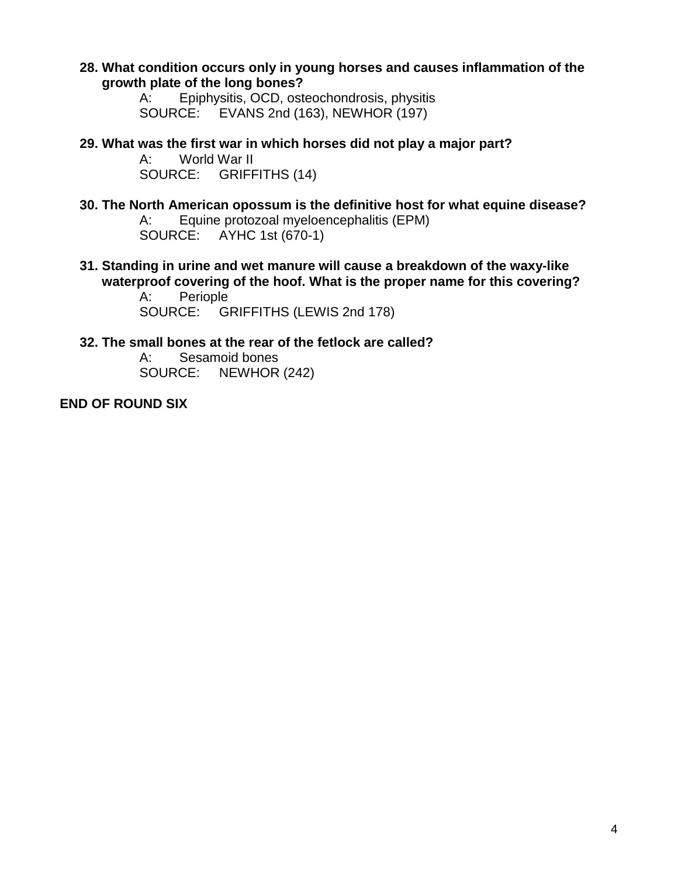**28. What condition occurs only in young horses and causes inflammation of the growth plate of the long bones?**

A: Epiphysitis, OCD, osteochondrosis, physitis
SOURCE: EVANS 2nd (163), NEWHOR (197)

**29. What was the first war in which horses did not play a major part?**

A: World War II
SOURCE: GRIFFITHS (14)

**30. The North American opossum is the definitive host for what equine disease?**

A: Equine protozoal myeloencephalitis (EPM)
SOURCE: AYHC 1st (670-1)

**31. Standing in urine and wet manure will cause a breakdown of the waxy-like waterproof covering of the hoof. What is the proper name for this covering?**

A: Periople
SOURCE: GRIFFITHS (LEWIS 2nd 178)

**32. The small bones at the rear of the fetlock are called?**

A: Sesamoid bones
SOURCE: NEWHOR (242)

**END OF ROUND SIX**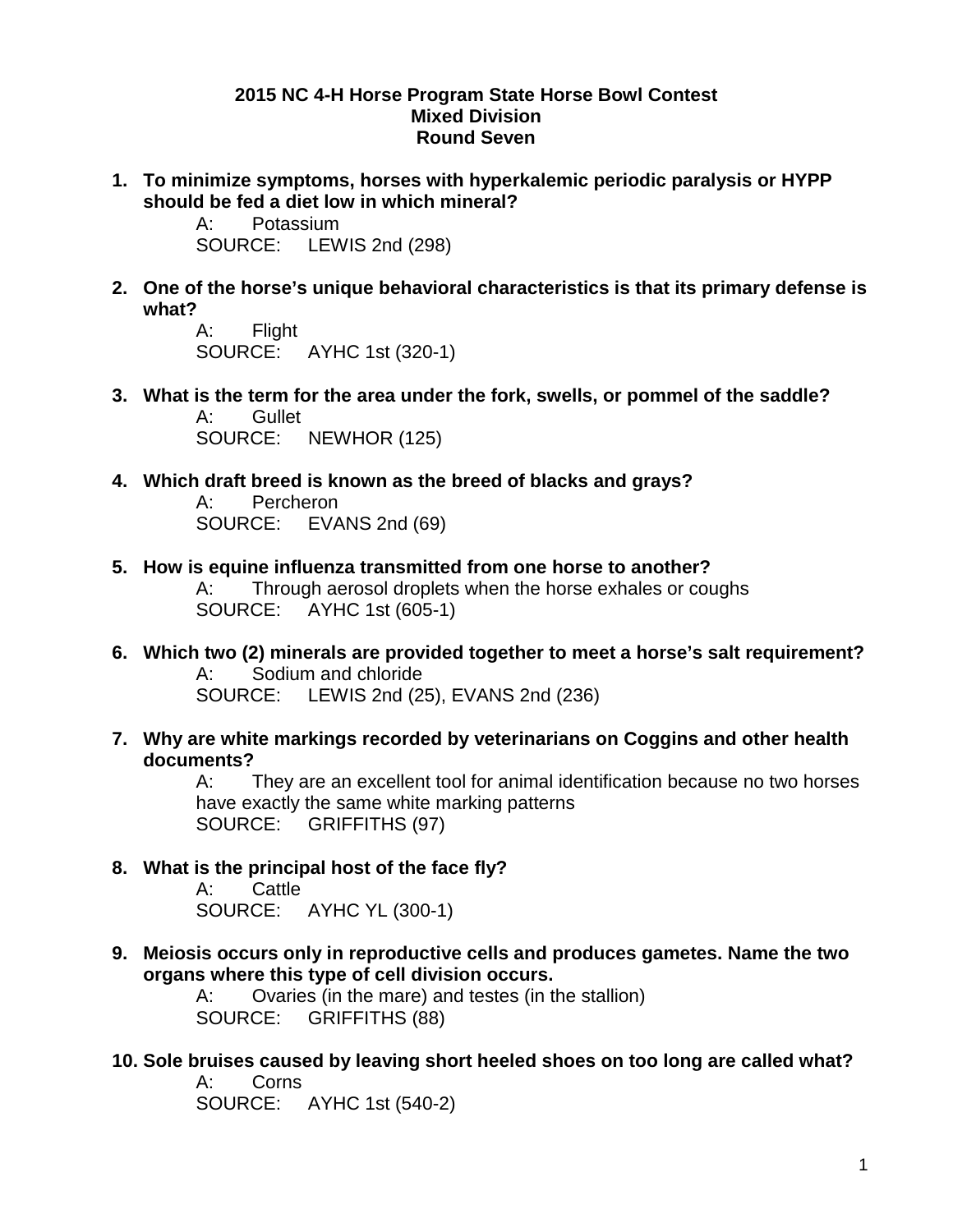**2015 NC 4-H Horse Program State Horse Bowl Contest**
**Mixed Division**
**Round Seven**

**1. To minimize symptoms, horses with hyperkalemic periodic paralysis or HYPP should be fed a diet low in which mineral?**

A: Potassium
SOURCE: LEWIS 2nd (298)

**2. One of the horse's unique behavioral characteristics is that its primary defense is what?**

A: Flight
SOURCE: AYHC 1st (320-1)

**3. What is the term for the area under the fork, swells, or pommel of the saddle?**

A: Gullet
SOURCE: NEWHOR (125)

**4. Which draft breed is known as the breed of blacks and grays?**

A: Percheron
SOURCE: EVANS 2nd (69)

**5. How is equine influenza transmitted from one horse to another?**

A: Through aerosol droplets when the horse exhales or coughs
SOURCE: AYHC 1st (605-1)

**6. Which two (2) minerals are provided together to meet a horse's salt requirement?**

A: Sodium and chloride
SOURCE: LEWIS 2nd (25), EVANS 2nd (236)

**7. Why are white markings recorded by veterinarians on Coggins and other health documents?**

A: They are an excellent tool for animal identification because no two horses have exactly the same white marking patterns
SOURCE: GRIFFITHS (97)

**8. What is the principal host of the face fly?**

A: Cattle
SOURCE: AYHC YL (300-1)

**9. Meiosis occurs only in reproductive cells and produces gametes. Name the two organs where this type of cell division occurs.**

A: Ovaries (in the mare) and testes (in the stallion)
SOURCE: GRIFFITHS (88)

**10. Sole bruises caused by leaving short heeled shoes on too long are called what?**

A: Corns
SOURCE: AYHC 1st (540-2)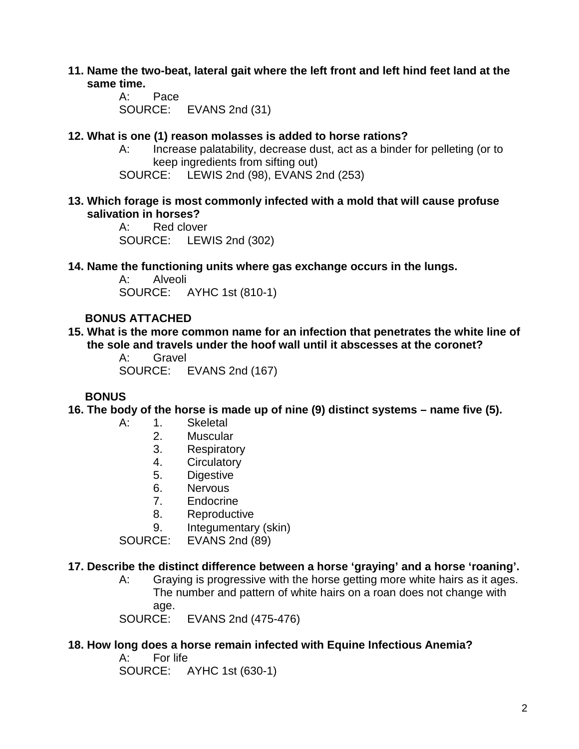**11. Name the two-beat, lateral gait where the left front and left hind feet land at the same time.**

A: Pace
SOURCE: EVANS 2nd (31)

**12. What is one (1) reason molasses is added to horse rations?**

A: Increase palatability, decrease dust, act as a binder for pelleting (or to keep ingredients from sifting out)
SOURCE: LEWIS 2nd (98), EVANS 2nd (253)

**13. Which forage is most commonly infected with a mold that will cause profuse salivation in horses?**

A: Red clover
SOURCE: LEWIS 2nd (302)

**14. Name the functioning units where gas exchange occurs in the lungs.**

A: Alveoli
SOURCE: AYHC 1st (810-1)

**BONUS ATTACHED**

**15. What is the more common name for an infection that penetrates the white line of the sole and travels under the hoof wall until it abscesses at the coronet?**

A: Gravel
SOURCE: EVANS 2nd (167)

**BONUS**

**16. The body of the horse is made up of nine (9) distinct systems – name five (5).**

A:
1. Skeletal
2. Muscular
3. Respiratory
4. Circulatory
5. Digestive
6. Nervous
7. Endocrine
8. Reproductive
9. Integumentary (skin)

SOURCE: EVANS 2nd (89)

**17. Describe the distinct difference between a horse 'graying' and a horse 'roaning'.**

A: Graying is progressive with the horse getting more white hairs as it ages. The number and pattern of white hairs on a roan does not change with age.
SOURCE: EVANS 2nd (475-476)

**18. How long does a horse remain infected with Equine Infectious Anemia?**

A: For life
SOURCE: AYHC 1st (630-1)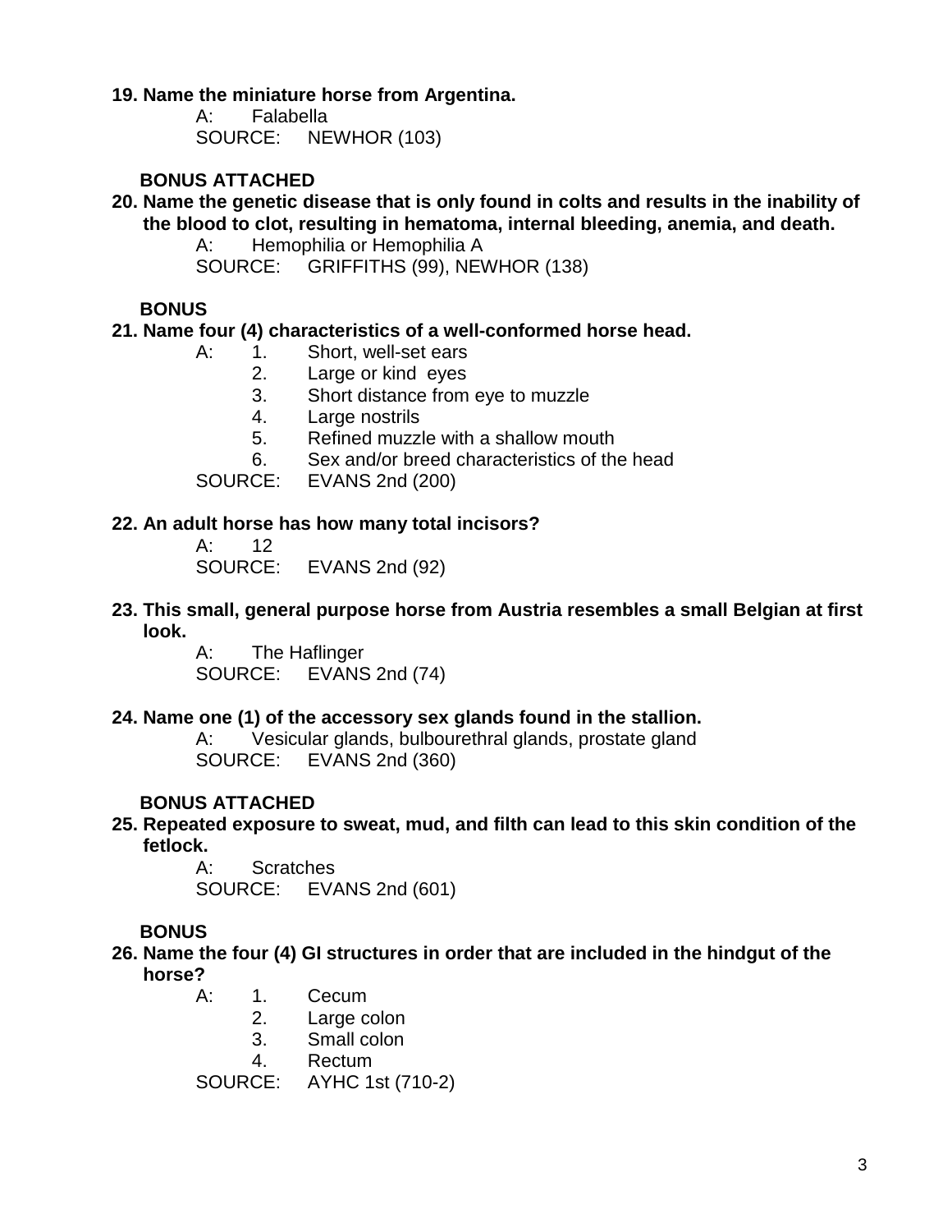**19. Name the miniature horse from Argentina.**

A: Falabella
SOURCE: NEWHOR (103)

**BONUS ATTACHED**

**20. Name the genetic disease that is only found in colts and results in the inability of the blood to clot, resulting in hematoma, internal bleeding, anemia, and death.**

A: Hemophilia or Hemophilia A
SOURCE: GRIFFITHS (99), NEWHOR (138)

**BONUS**

**21. Name four (4) characteristics of a well-conformed horse head.**

A:
1. Short, well-set ears
2. Large or kind eyes
3. Short distance from eye to muzzle
4. Large nostrils
5. Refined muzzle with a shallow mouth
6. Sex and/or breed characteristics of the head

SOURCE: EVANS 2nd (200)

**22. An adult horse has how many total incisors?**

A: 12
SOURCE: EVANS 2nd (92)

**23. This small, general purpose horse from Austria resembles a small Belgian at first look.**

A: The Haflinger
SOURCE: EVANS 2nd (74)

**24. Name one (1) of the accessory sex glands found in the stallion.**

A: Vesicular glands, bulbourethral glands, prostate gland
SOURCE: EVANS 2nd (360)

**BONUS ATTACHED**

**25. Repeated exposure to sweat, mud, and filth can lead to this skin condition of the fetlock.**

A: Scratches
SOURCE: EVANS 2nd (601)

**BONUS**

**26. Name the four (4) GI structures in order that are included in the hindgut of the horse?**

A:
1. Cecum
2. Large colon
3. Small colon
4. Rectum

SOURCE: AYHC 1st (710-2)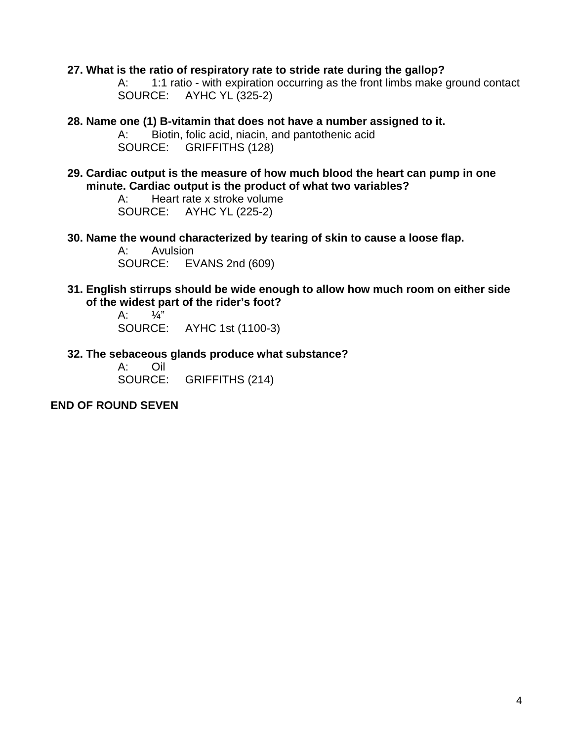**27. What is the ratio of respiratory rate to stride rate during the gallop?**

A: 1:1 ratio - with expiration occurring as the front limbs make ground contact
SOURCE: AYHC YL (325-2)

**28. Name one (1) B-vitamin that does not have a number assigned to it.**

A: Biotin, folic acid, niacin, and pantothenic acid
SOURCE: GRIFFITHS (128)

**29. Cardiac output is the measure of how much blood the heart can pump in one minute. Cardiac output is the product of what two variables?**

A: Heart rate x stroke volume
SOURCE: AYHC YL (225-2)

**30. Name the wound characterized by tearing of skin to cause a loose flap.**

A: Avulsion
SOURCE: EVANS 2nd (609)

**31. English stirrups should be wide enough to allow how much room on either side of the widest part of the rider's foot?**

A: ¼"
SOURCE: AYHC 1st (1100-3)

**32. The sebaceous glands produce what substance?**

A: Oil
SOURCE: GRIFFITHS (214)

**END OF ROUND SEVEN**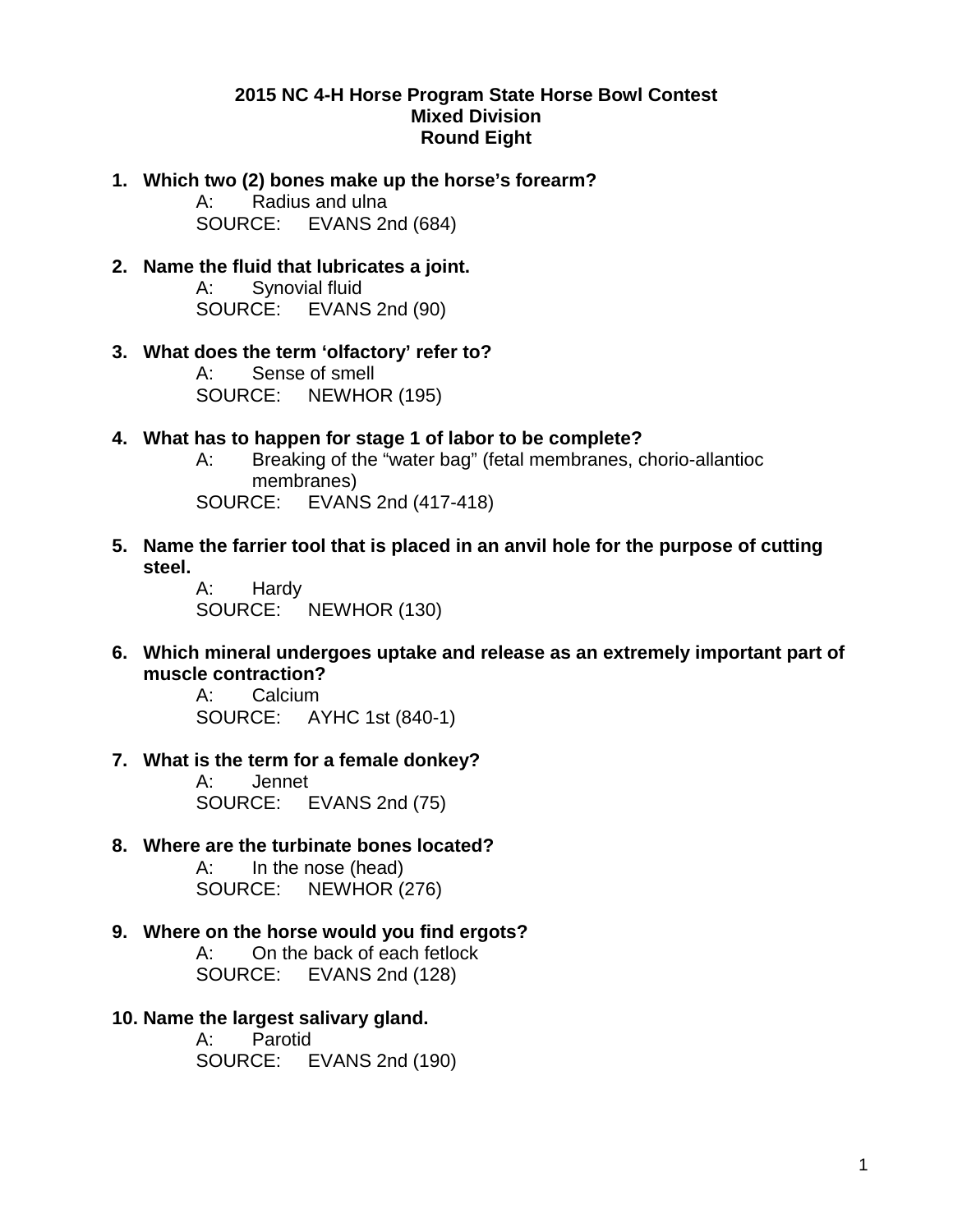**2015 NC 4-H Horse Program State Horse Bowl Contest**
**Mixed Division**
**Round Eight**

1. **Which two (2) bones make up the horse's forearm?**
   A: Radius and ulna
   SOURCE: EVANS 2nd (684)

2. **Name the fluid that lubricates a joint.**
   A: Synovial fluid
   SOURCE: EVANS 2nd (90)

3. **What does the term 'olfactory' refer to?**
   A: Sense of smell
   SOURCE: NEWHOR (195)

4. **What has to happen for stage 1 of labor to be complete?**
   A: Breaking of the "water bag" (fetal membranes, chorio-allantioc membranes)
   SOURCE: EVANS 2nd (417-418)

5. **Name the farrier tool that is placed in an anvil hole for the purpose of cutting steel.**
   A: Hardy
   SOURCE: NEWHOR (130)

6. **Which mineral undergoes uptake and release as an extremely important part of muscle contraction?**
   A: Calcium
   SOURCE: AYHC 1st (840-1)

7. **What is the term for a female donkey?**
   A: Jennet
   SOURCE: EVANS 2nd (75)

8. **Where are the turbinate bones located?**
   A: In the nose (head)
   SOURCE: NEWHOR (276)

9. **Where on the horse would you find ergots?**
   A: On the back of each fetlock
   SOURCE: EVANS 2nd (128)

10. **Name the largest salivary gland.**
    A: Parotid
    SOURCE: EVANS 2nd (190)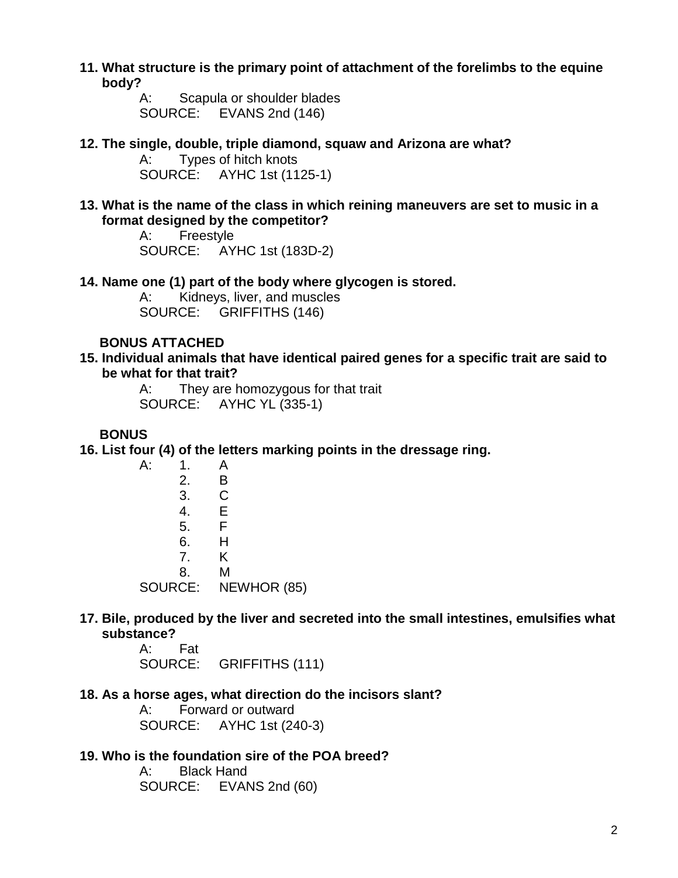**11. What structure is the primary point of attachment of the forelimbs to the equine body?**

A: Scapula or shoulder blades
SOURCE: EVANS 2nd (146)

**12. The single, double, triple diamond, squaw and Arizona are what?**

A: Types of hitch knots
SOURCE: AYHC 1st (1125-1)

**13. What is the name of the class in which reining maneuvers are set to music in a format designed by the competitor?**

A: Freestyle
SOURCE: AYHC 1st (183D-2)

**14. Name one (1) part of the body where glycogen is stored.**

A: Kidneys, liver, and muscles
SOURCE: GRIFFITHS (146)

**BONUS ATTACHED**

**15. Individual animals that have identical paired genes for a specific trait are said to be what for that trait?**

A: They are homozygous for that trait
SOURCE: AYHC YL (335-1)

**BONUS**

**16. List four (4) of the letters marking points in the dressage ring.**

A:
1. A
2. B
3. C
4. E
5. F
6. H
7. K
8. M

SOURCE: NEWHOR (85)

**17. Bile, produced by the liver and secreted into the small intestines, emulsifies what substance?**

A: Fat
SOURCE: GRIFFITHS (111)

**18. As a horse ages, what direction do the incisors slant?**

A: Forward or outward
SOURCE: AYHC 1st (240-3)

**19. Who is the foundation sire of the POA breed?**

A: Black Hand
SOURCE: EVANS 2nd (60)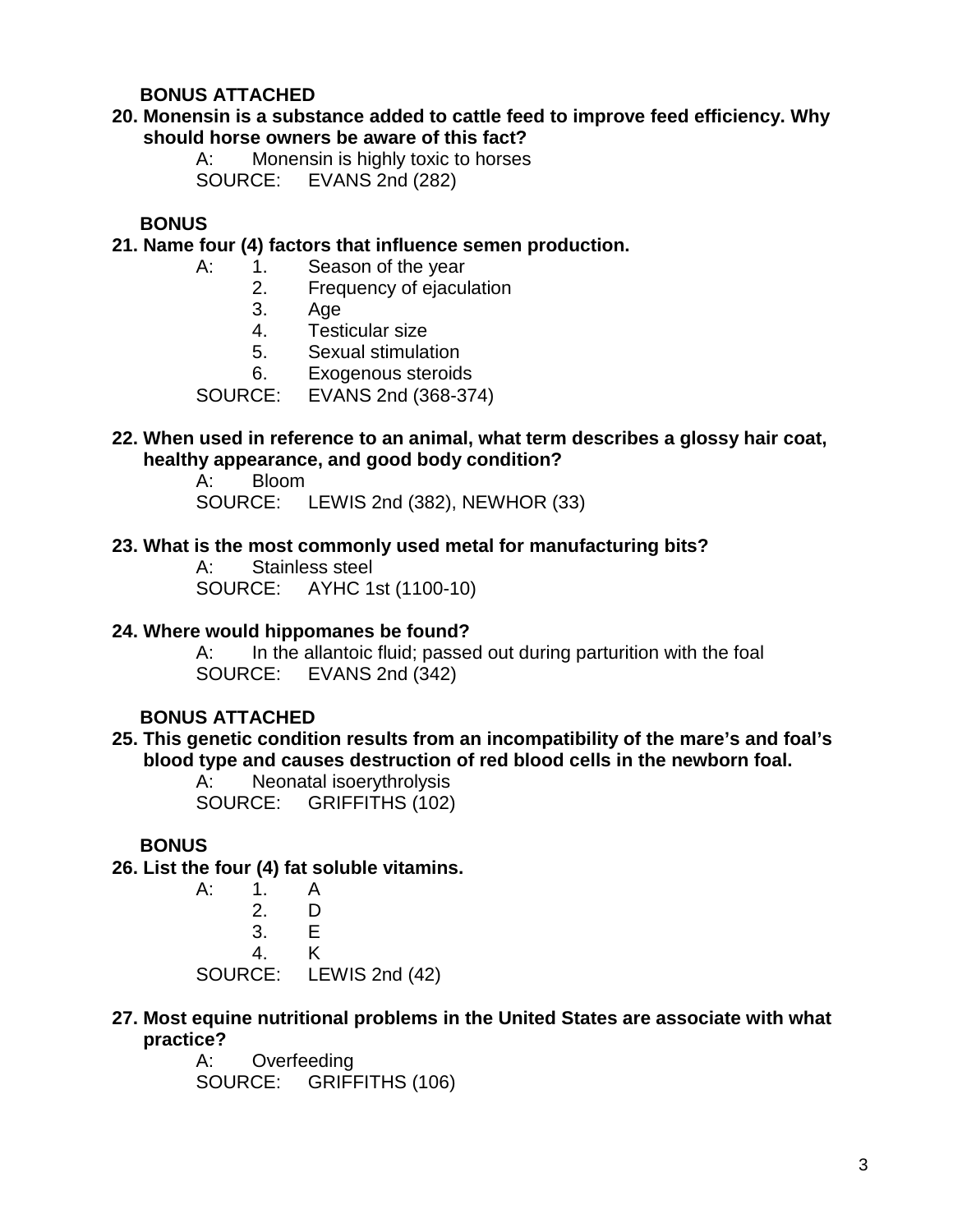**BONUS ATTACHED**

**20. Monensin is a substance added to cattle feed to improve feed efficiency. Why should horse owners be aware of this fact?**

A: Monensin is highly toxic to horses

SOURCE: EVANS 2nd (282)

**BONUS**

**21. Name four (4) factors that influence semen production.**

A:
1. Season of the year
2. Frequency of ejaculation
3. Age
4. Testicular size
5. Sexual stimulation
6. Exogenous steroids

SOURCE: EVANS 2nd (368-374)

**22. When used in reference to an animal, what term describes a glossy hair coat, healthy appearance, and good body condition?**

A: Bloom

SOURCE: LEWIS 2nd (382), NEWHOR (33)

**23. What is the most commonly used metal for manufacturing bits?**

A: Stainless steel

SOURCE: AYHC 1st (1100-10)

**24. Where would hippomanes be found?**

A: In the allantoic fluid; passed out during parturition with the foal

SOURCE: EVANS 2nd (342)

**BONUS ATTACHED**

**25. This genetic condition results from an incompatibility of the mare's and foal's blood type and causes destruction of red blood cells in the newborn foal.**

A: Neonatal isoerythrolysis

SOURCE: GRIFFITHS (102)

**BONUS**

**26. List the four (4) fat soluble vitamins.**

A:
1. A
2. D
3. E
4. K

SOURCE: LEWIS 2nd (42)

**27. Most equine nutritional problems in the United States are associate with what practice?**

A: Overfeeding

SOURCE: GRIFFITHS (106)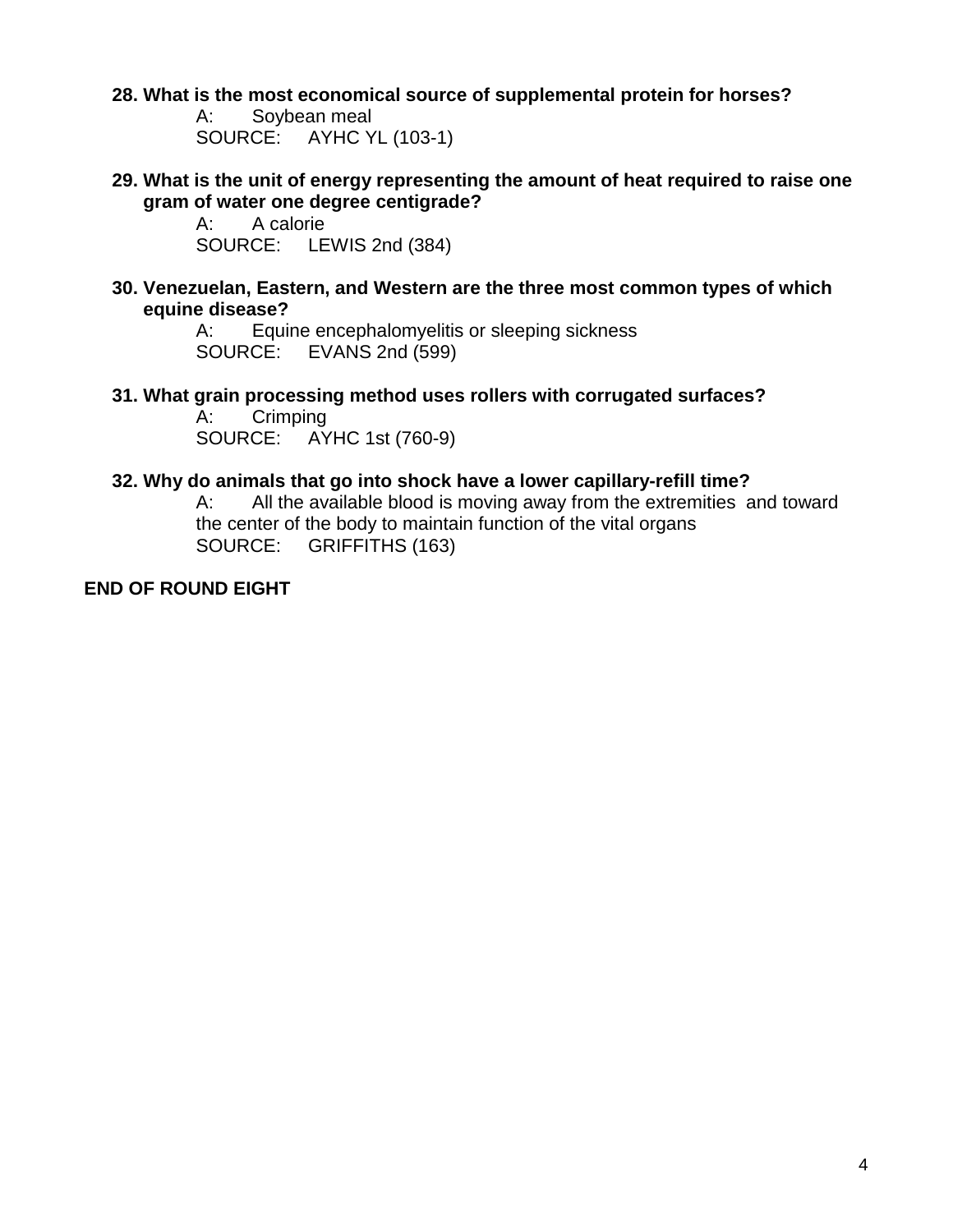**28. What is the most economical source of supplemental protein for horses?**

A: Soybean meal
SOURCE: AYHC YL (103-1)

**29. What is the unit of energy representing the amount of heat required to raise one gram of water one degree centigrade?**

A: A calorie
SOURCE: LEWIS 2nd (384)

**30. Venezuelan, Eastern, and Western are the three most common types of which equine disease?**

A: Equine encephalomyelitis or sleeping sickness
SOURCE: EVANS 2nd (599)

**31. What grain processing method uses rollers with corrugated surfaces?**

A: Crimping
SOURCE: AYHC 1st (760-9)

**32. Why do animals that go into shock have a lower capillary-refill time?**

A: All the available blood is moving away from the extremities and toward the center of the body to maintain function of the vital organs
SOURCE: GRIFFITHS (163)

**END OF ROUND EIGHT**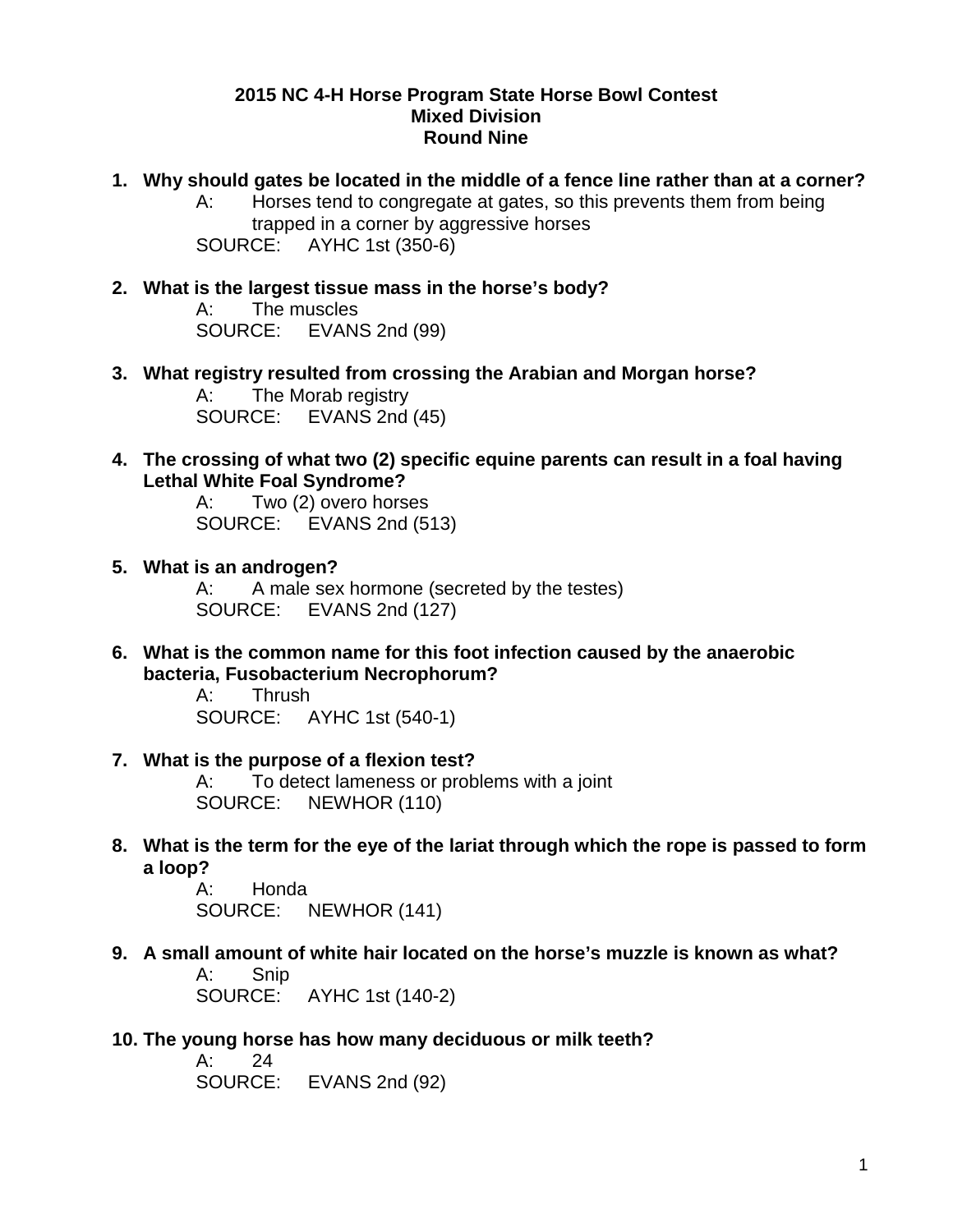**2015 NC 4-H Horse Program State Horse Bowl Contest**
**Mixed Division**
**Round Nine**

1. **Why should gates be located in the middle of a fence line rather than at a corner?**
   A: Horses tend to congregate at gates, so this prevents them from being trapped in a corner by aggressive horses
   SOURCE: AYHC 1st (350-6)

2. **What is the largest tissue mass in the horse's body?**
   A: The muscles
   SOURCE: EVANS 2nd (99)

3. **What registry resulted from crossing the Arabian and Morgan horse?**
   A: The Morab registry
   SOURCE: EVANS 2nd (45)

4. **The crossing of what two (2) specific equine parents can result in a foal having Lethal White Foal Syndrome?**
   A: Two (2) overo horses
   SOURCE: EVANS 2nd (513)

5. **What is an androgen?**
   A: A male sex hormone (secreted by the testes)
   SOURCE: EVANS 2nd (127)

6. **What is the common name for this foot infection caused by the anaerobic bacteria, Fusobacterium Necrophorum?**
   A: Thrush
   SOURCE: AYHC 1st (540-1)

7. **What is the purpose of a flexion test?**
   A: To detect lameness or problems with a joint
   SOURCE: NEWHOR (110)

8. **What is the term for the eye of the lariat through which the rope is passed to form a loop?**
   A: Honda
   SOURCE: NEWHOR (141)

9. **A small amount of white hair located on the horse's muzzle is known as what?**
   A: Snip
   SOURCE: AYHC 1st (140-2)

10. **The young horse has how many deciduous or milk teeth?**
    A: 24
    SOURCE: EVANS 2nd (92)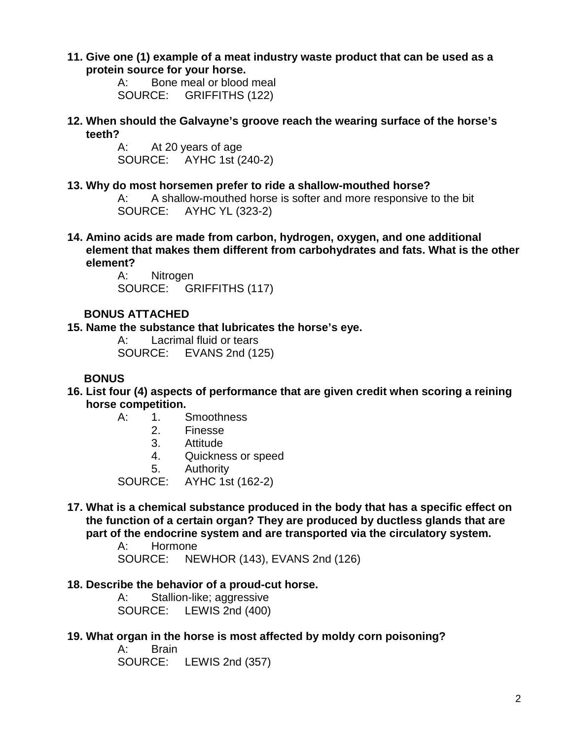**11. Give one (1) example of a meat industry waste product that can be used as a protein source for your horse.**

A: Bone meal or blood meal
SOURCE: GRIFFITHS (122)

**12. When should the Galvayne's groove reach the wearing surface of the horse's teeth?**

A: At 20 years of age
SOURCE: AYHC 1st (240-2)

**13. Why do most horsemen prefer to ride a shallow-mouthed horse?**

A: A shallow-mouthed horse is softer and more responsive to the bit
SOURCE: AYHC YL (323-2)

**14. Amino acids are made from carbon, hydrogen, oxygen, and one additional element that makes them different from carbohydrates and fats. What is the other element?**

A: Nitrogen
SOURCE: GRIFFITHS (117)

**BONUS ATTACHED**

**15. Name the substance that lubricates the horse's eye.**

A: Lacrimal fluid or tears
SOURCE: EVANS 2nd (125)

**BONUS**

**16. List four (4) aspects of performance that are given credit when scoring a reining horse competition.**

A:
1. Smoothness
2. Finesse
3. Attitude
4. Quickness or speed
5. Authority

SOURCE: AYHC 1st (162-2)

**17. What is a chemical substance produced in the body that has a specific effect on the function of a certain organ? They are produced by ductless glands that are part of the endocrine system and are transported via the circulatory system.**

A: Hormone
SOURCE: NEWHOR (143), EVANS 2nd (126)

**18. Describe the behavior of a proud-cut horse.**

A: Stallion-like; aggressive
SOURCE: LEWIS 2nd (400)

**19. What organ in the horse is most affected by moldy corn poisoning?**

A: Brain
SOURCE: LEWIS 2nd (357)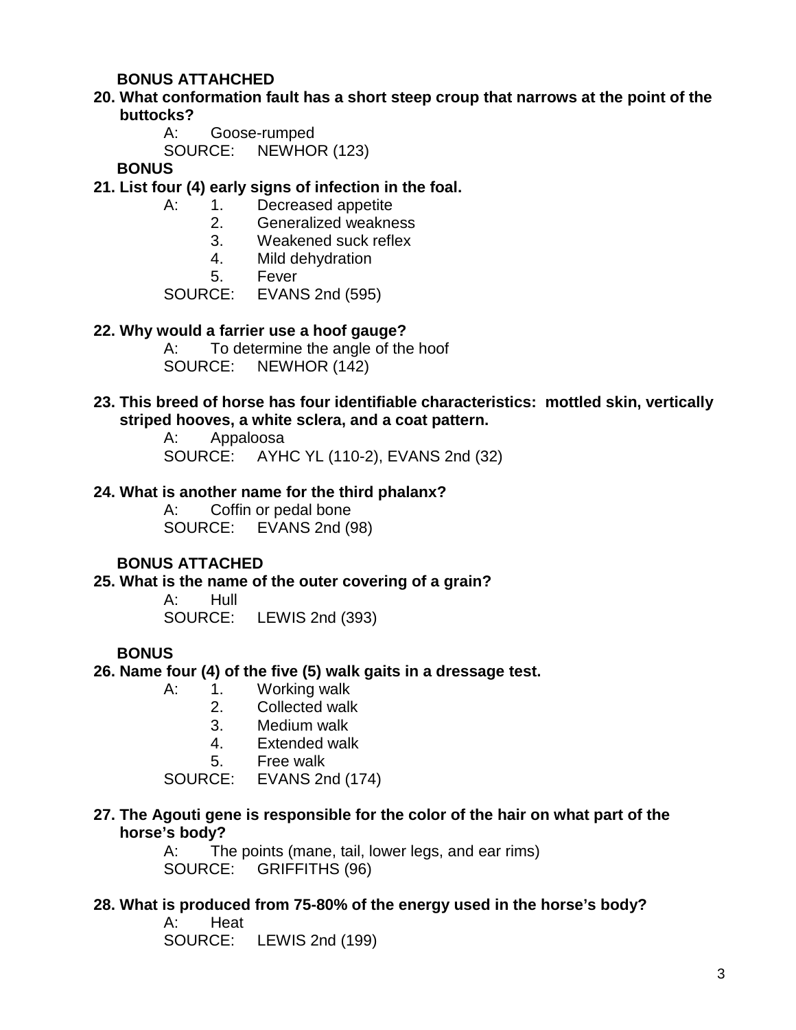**BONUS ATTAHCHED**

**20. What conformation fault has a short steep croup that narrows at the point of the buttocks?**

A: Goose-rumped
SOURCE: NEWHOR (123)

**BONUS**

**21. List four (4) early signs of infection in the foal.**

A:
1. Decreased appetite
2. Generalized weakness
3. Weakened suck reflex
4. Mild dehydration
5. Fever

SOURCE: EVANS 2nd (595)

**22. Why would a farrier use a hoof gauge?**

A: To determine the angle of the hoof
SOURCE: NEWHOR (142)

**23. This breed of horse has four identifiable characteristics: mottled skin, vertically striped hooves, a white sclera, and a coat pattern.**

A: Appaloosa
SOURCE: AYHC YL (110-2), EVANS 2nd (32)

**24. What is another name for the third phalanx?**

A: Coffin or pedal bone
SOURCE: EVANS 2nd (98)

**BONUS ATTACHED**

**25. What is the name of the outer covering of a grain?**

A: Hull
SOURCE: LEWIS 2nd (393)

**BONUS**

**26. Name four (4) of the five (5) walk gaits in a dressage test.**

A:
1. Working walk
2. Collected walk
3. Medium walk
4. Extended walk
5. Free walk

SOURCE: EVANS 2nd (174)

**27. The Agouti gene is responsible for the color of the hair on what part of the horse's body?**

A: The points (mane, tail, lower legs, and ear rims)
SOURCE: GRIFFITHS (96)

**28. What is produced from 75-80% of the energy used in the horse's body?**

A: Heat
SOURCE: LEWIS 2nd (199)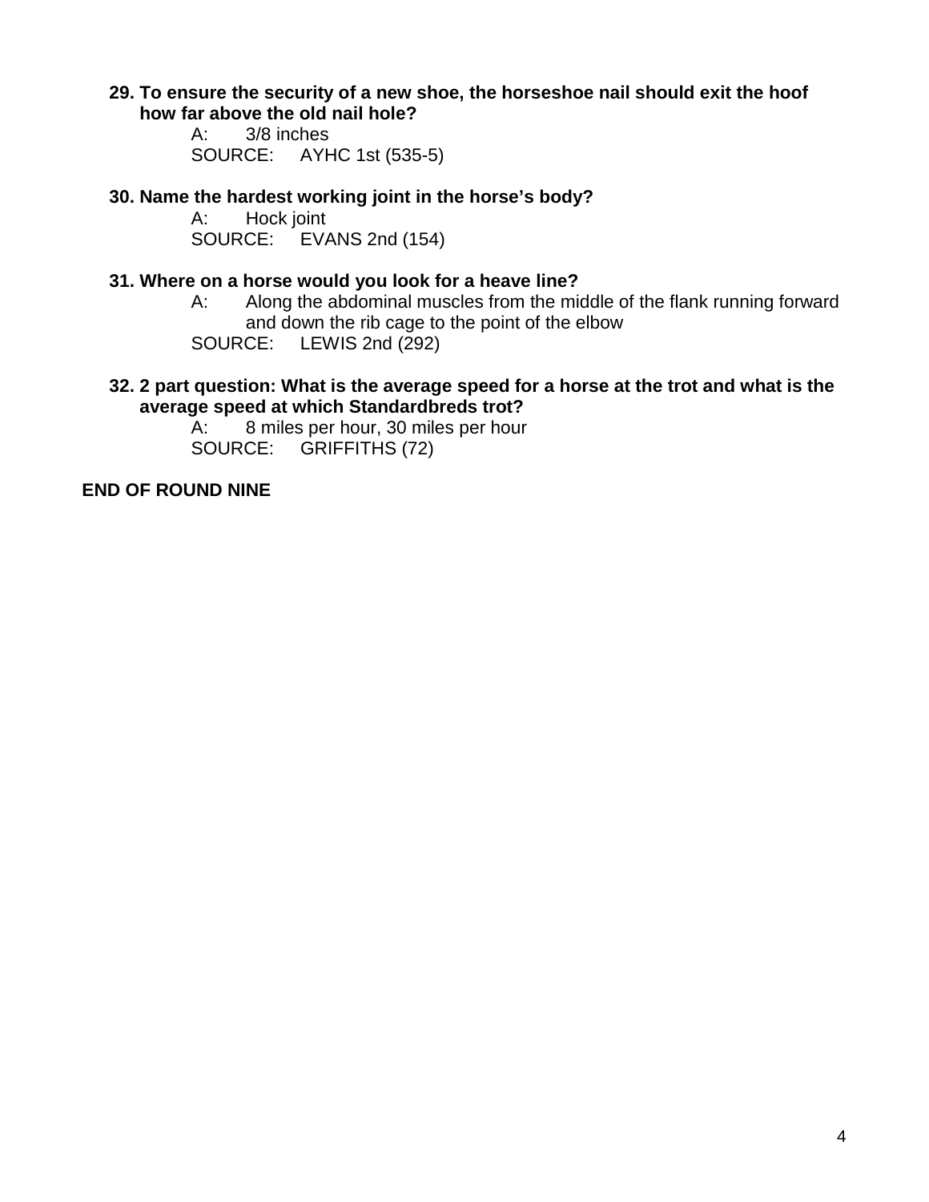**29. To ensure the security of a new shoe, the horseshoe nail should exit the hoof how far above the old nail hole?**

A: 3/8 inches

SOURCE: AYHC 1st (535-5)

**30. Name the hardest working joint in the horse's body?**

A: Hock joint

SOURCE: EVANS 2nd (154)

**31. Where on a horse would you look for a heave line?**

A: Along the abdominal muscles from the middle of the flank running forward and down the rib cage to the point of the elbow

SOURCE: LEWIS 2nd (292)

**32. 2 part question: What is the average speed for a horse at the trot and what is the average speed at which Standardbreds trot?**

A: 8 miles per hour, 30 miles per hour

SOURCE: GRIFFITHS (72)

**END OF ROUND NINE**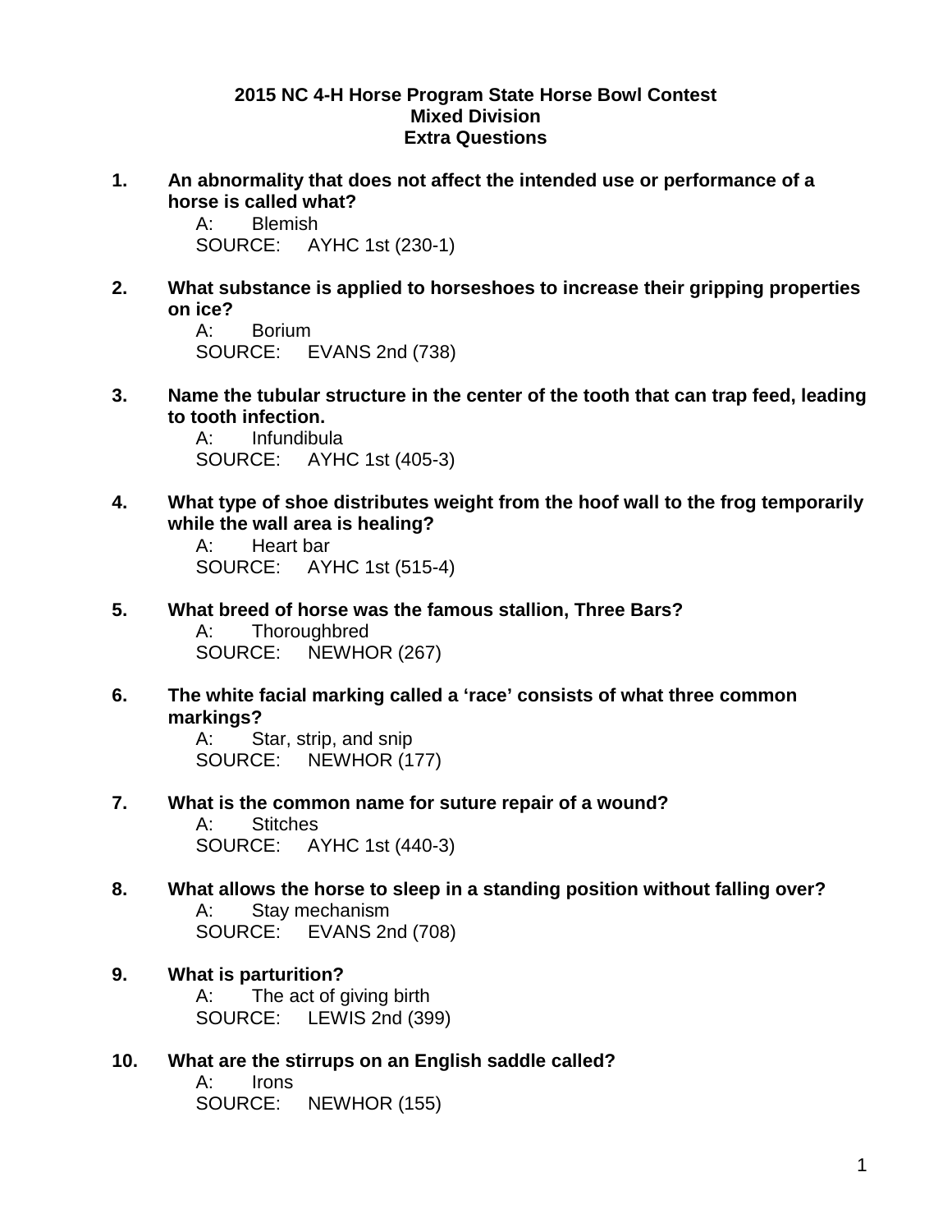**2015 NC 4-H Horse Program State Horse Bowl Contest**
**Mixed Division**
**Extra Questions**

1. **An abnormality that does not affect the intended use or performance of a horse is called what?**
   A: Blemish
   SOURCE: AYHC 1st (230-1)

2. **What substance is applied to horseshoes to increase their gripping properties on ice?**
   A: Borium
   SOURCE: EVANS 2nd (738)

3. **Name the tubular structure in the center of the tooth that can trap feed, leading to tooth infection.**
   A: Infundibula
   SOURCE: AYHC 1st (405-3)

4. **What type of shoe distributes weight from the hoof wall to the frog temporarily while the wall area is healing?**
   A: Heart bar
   SOURCE: AYHC 1st (515-4)

5. **What breed of horse was the famous stallion, Three Bars?**
   A: Thoroughbred
   SOURCE: NEWHOR (267)

6. **The white facial marking called a 'race' consists of what three common markings?**
   A: Star, strip, and snip
   SOURCE: NEWHOR (177)

7. **What is the common name for suture repair of a wound?**
   A: Stitches
   SOURCE: AYHC 1st (440-3)

8. **What allows the horse to sleep in a standing position without falling over?**
   A: Stay mechanism
   SOURCE: EVANS 2nd (708)

9. **What is parturition?**
   A: The act of giving birth
   SOURCE: LEWIS 2nd (399)

10. **What are the stirrups on an English saddle called?**
    A: Irons
    SOURCE: NEWHOR (155)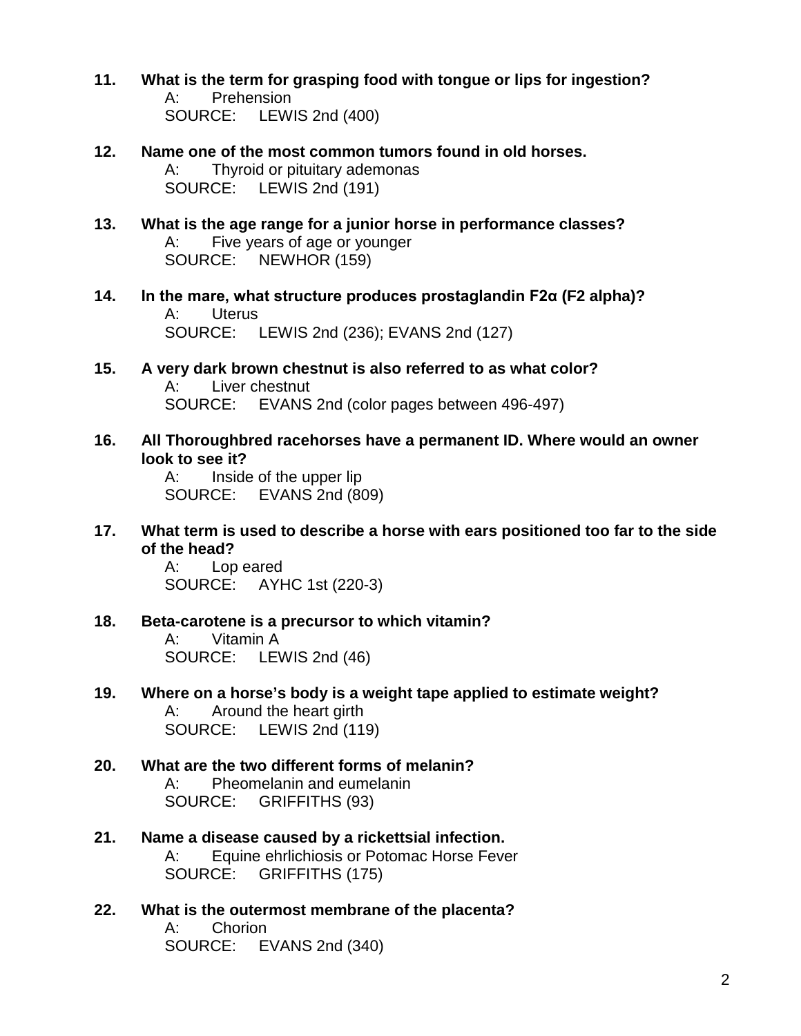**11. What is the term for grasping food with tongue or lips for ingestion?**
A: Prehension
SOURCE: LEWIS 2nd (400)

**12. Name one of the most common tumors found in old horses.**
A: Thyroid or pituitary ademonas
SOURCE: LEWIS 2nd (191)

**13. What is the age range for a junior horse in performance classes?**
A: Five years of age or younger
SOURCE: NEWHOR (159)

**14. In the mare, what structure produces prostaglandin F2α (F2 alpha)?**
A: Uterus
SOURCE: LEWIS 2nd (236); EVANS 2nd (127)

**15. A very dark brown chestnut is also referred to as what color?**
A: Liver chestnut
SOURCE: EVANS 2nd (color pages between 496-497)

**16. All Thoroughbred racehorses have a permanent ID. Where would an owner look to see it?**
A: Inside of the upper lip
SOURCE: EVANS 2nd (809)

**17. What term is used to describe a horse with ears positioned too far to the side of the head?**
A: Lop eared
SOURCE: AYHC 1st (220-3)

**18. Beta-carotene is a precursor to which vitamin?**
A: Vitamin A
SOURCE: LEWIS 2nd (46)

**19. Where on a horse's body is a weight tape applied to estimate weight?**
A: Around the heart girth
SOURCE: LEWIS 2nd (119)

**20. What are the two different forms of melanin?**
A: Pheomelanin and eumelanin
SOURCE: GRIFFITHS (93)

**21. Name a disease caused by a rickettsial infection.**
A: Equine ehrlichiosis or Potomac Horse Fever
SOURCE: GRIFFITHS (175)

**22. What is the outermost membrane of the placenta?**
A: Chorion
SOURCE: EVANS 2nd (340)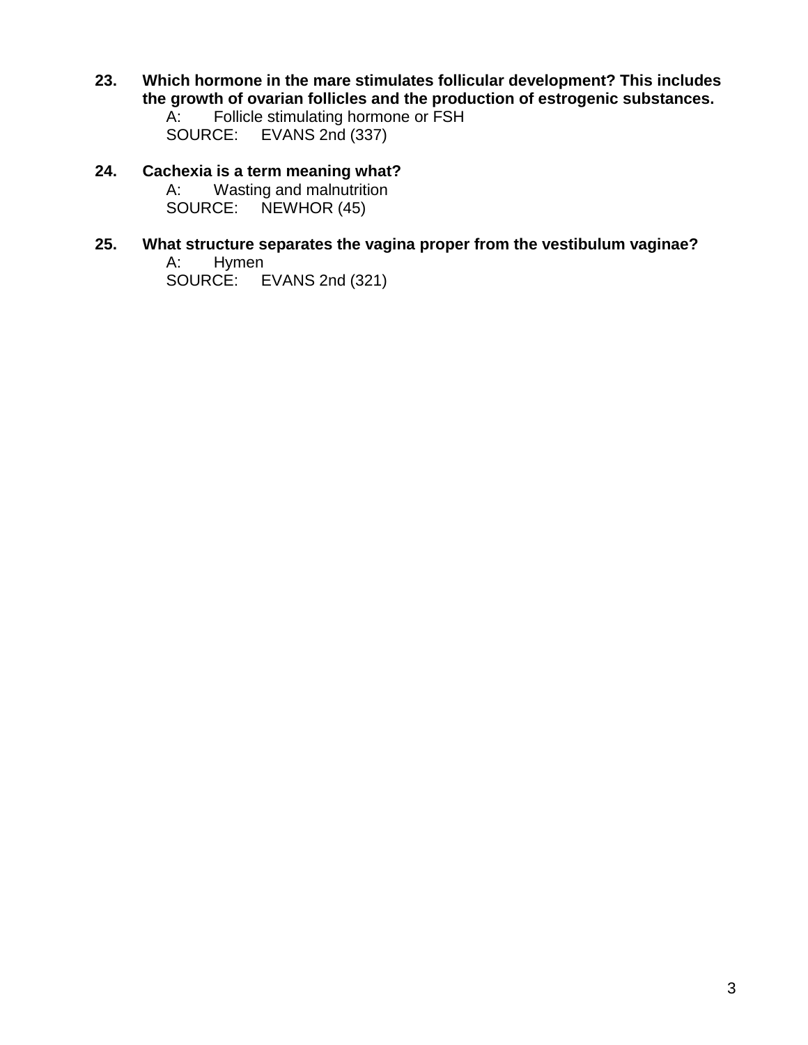**23. Which hormone in the mare stimulates follicular development? This includes the growth of ovarian follicles and the production of estrogenic substances.**

A: Follicle stimulating hormone or FSH

SOURCE: EVANS 2nd (337)

**24. Cachexia is a term meaning what?**

A: Wasting and malnutrition

SOURCE: NEWHOR (45)

**25. What structure separates the vagina proper from the vestibulum vaginae?**

A: Hymen

SOURCE: EVANS 2nd (321)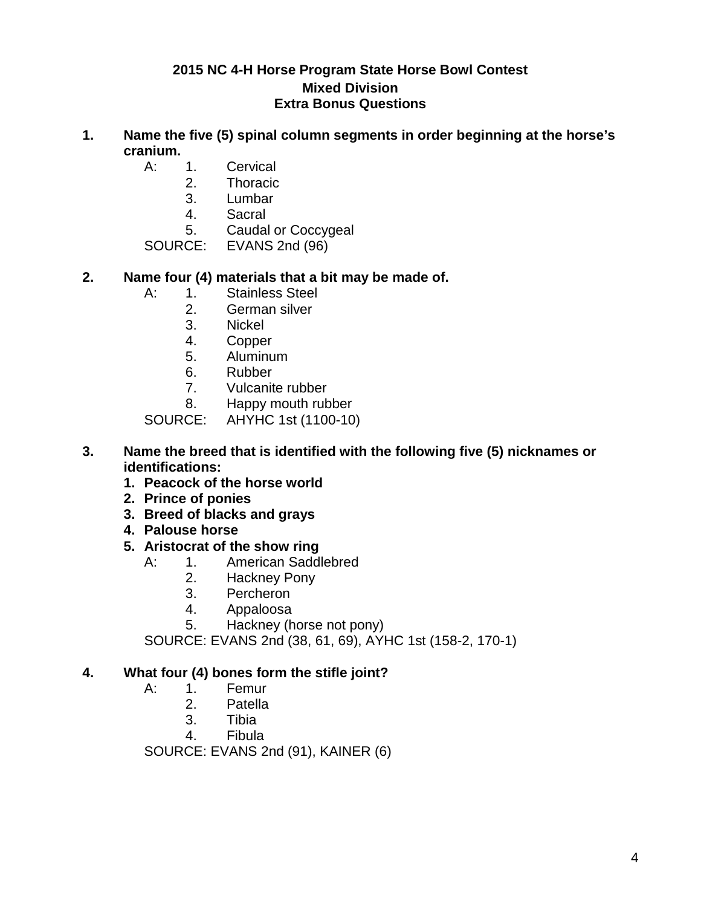# 2015 NC 4-H Horse Program State Horse Bowl Contest
## Mixed Division
## Extra Bonus Questions

**1. Name the five (5) spinal column segments in order beginning at the horse's cranium.**

A:
1. Cervical
2. Thoracic
3. Lumbar
4. Sacral
5. Caudal or Coccygeal

SOURCE: EVANS 2nd (96)

**2. Name four (4) materials that a bit may be made of.**

A:
1. Stainless Steel
2. German silver
3. Nickel
4. Copper
5. Aluminum
6. Rubber
7. Vulcanite rubber
8. Happy mouth rubber

SOURCE: AHYHC 1st (1100-10)

**3. Name the breed that is identified with the following five (5) nicknames or identifications:**

1. **Peacock of the horse world**
2. **Prince of ponies**
3. **Breed of blacks and grays**
4. **Palouse horse**
5. **Aristocrat of the show ring**

A:
1. American Saddlebred
2. Hackney Pony
3. Percheron
4. Appaloosa
5. Hackney (horse not pony)

SOURCE: EVANS 2nd (38, 61, 69), AYHC 1st (158-2, 170-1)

**4. What four (4) bones form the stifle joint?**

A:
1. Femur
2. Patella
3. Tibia
4. Fibula

SOURCE: EVANS 2nd (91), KAINER (6)